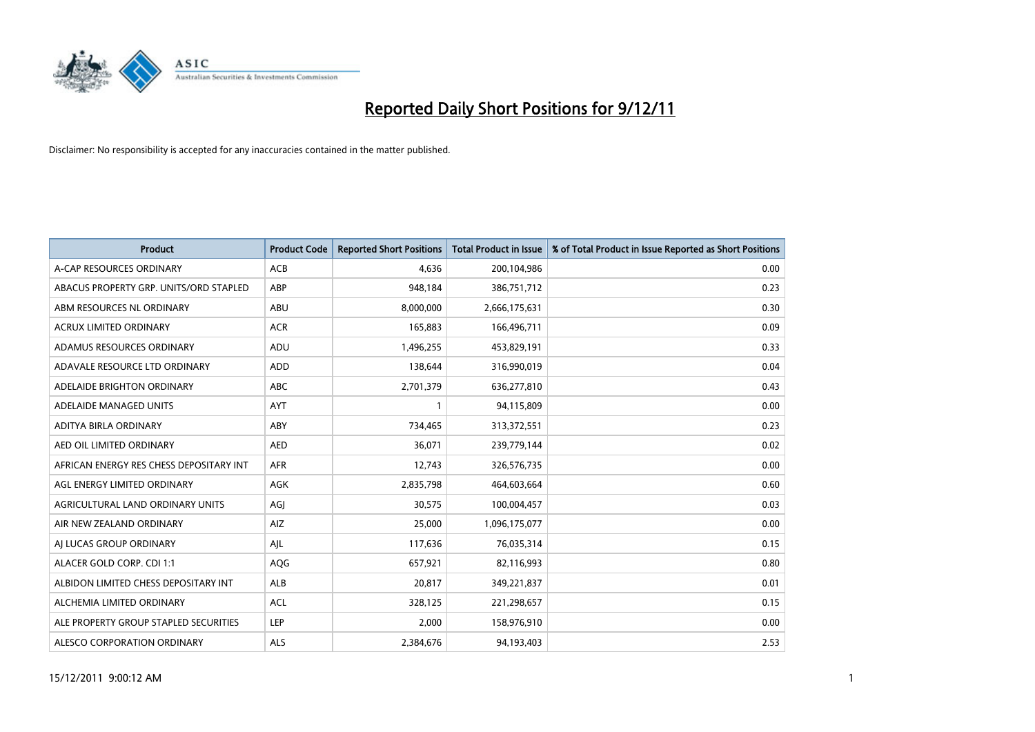# Reported Daily Short Positions for 9/12/11

Disclaimer: No responsibility is accepted for any inaccuracies contained in the matter published.

| Product | Product Code | Reported Short Positions | Total Product in Issue | % of Total Product in Issue Reported as Short Positions |
| --- | --- | --- | --- | --- |
| A-CAP RESOURCES ORDINARY | ACB | 4,636 | 200,104,986 | 0.00 |
| ABACUS PROPERTY GRP. UNITS/ORD STAPLED | ABP | 948,184 | 386,751,712 | 0.23 |
| ABM RESOURCES NL ORDINARY | ABU | 8,000,000 | 2,666,175,631 | 0.30 |
| ACRUX LIMITED ORDINARY | ACR | 165,883 | 166,496,711 | 0.09 |
| ADAMUS RESOURCES ORDINARY | ADU | 1,496,255 | 453,829,191 | 0.33 |
| ADAVALE RESOURCE LTD ORDINARY | ADD | 138,644 | 316,990,019 | 0.04 |
| ADELAIDE BRIGHTON ORDINARY | ABC | 2,701,379 | 636,277,810 | 0.43 |
| ADELAIDE MANAGED UNITS | AYT | 1 | 94,115,809 | 0.00 |
| ADITYA BIRLA ORDINARY | ABY | 734,465 | 313,372,551 | 0.23 |
| AED OIL LIMITED ORDINARY | AED | 36,071 | 239,779,144 | 0.02 |
| AFRICAN ENERGY RES CHESS DEPOSITARY INT | AFR | 12,743 | 326,576,735 | 0.00 |
| AGL ENERGY LIMITED ORDINARY | AGK | 2,835,798 | 464,603,664 | 0.60 |
| AGRICULTURAL LAND ORDINARY UNITS | AGJ | 30,575 | 100,004,457 | 0.03 |
| AIR NEW ZEALAND ORDINARY | AIZ | 25,000 | 1,096,175,077 | 0.00 |
| AJ LUCAS GROUP ORDINARY | AJL | 117,636 | 76,035,314 | 0.15 |
| ALACER GOLD CORP. CDI 1:1 | AQG | 657,921 | 82,116,993 | 0.80 |
| ALBIDON LIMITED CHESS DEPOSITARY INT | ALB | 20,817 | 349,221,837 | 0.01 |
| ALCHEMIA LIMITED ORDINARY | ACL | 328,125 | 221,298,657 | 0.15 |
| ALE PROPERTY GROUP STAPLED SECURITIES | LEP | 2,000 | 158,976,910 | 0.00 |
| ALESCO CORPORATION ORDINARY | ALS | 2,384,676 | 94,193,403 | 2.53 |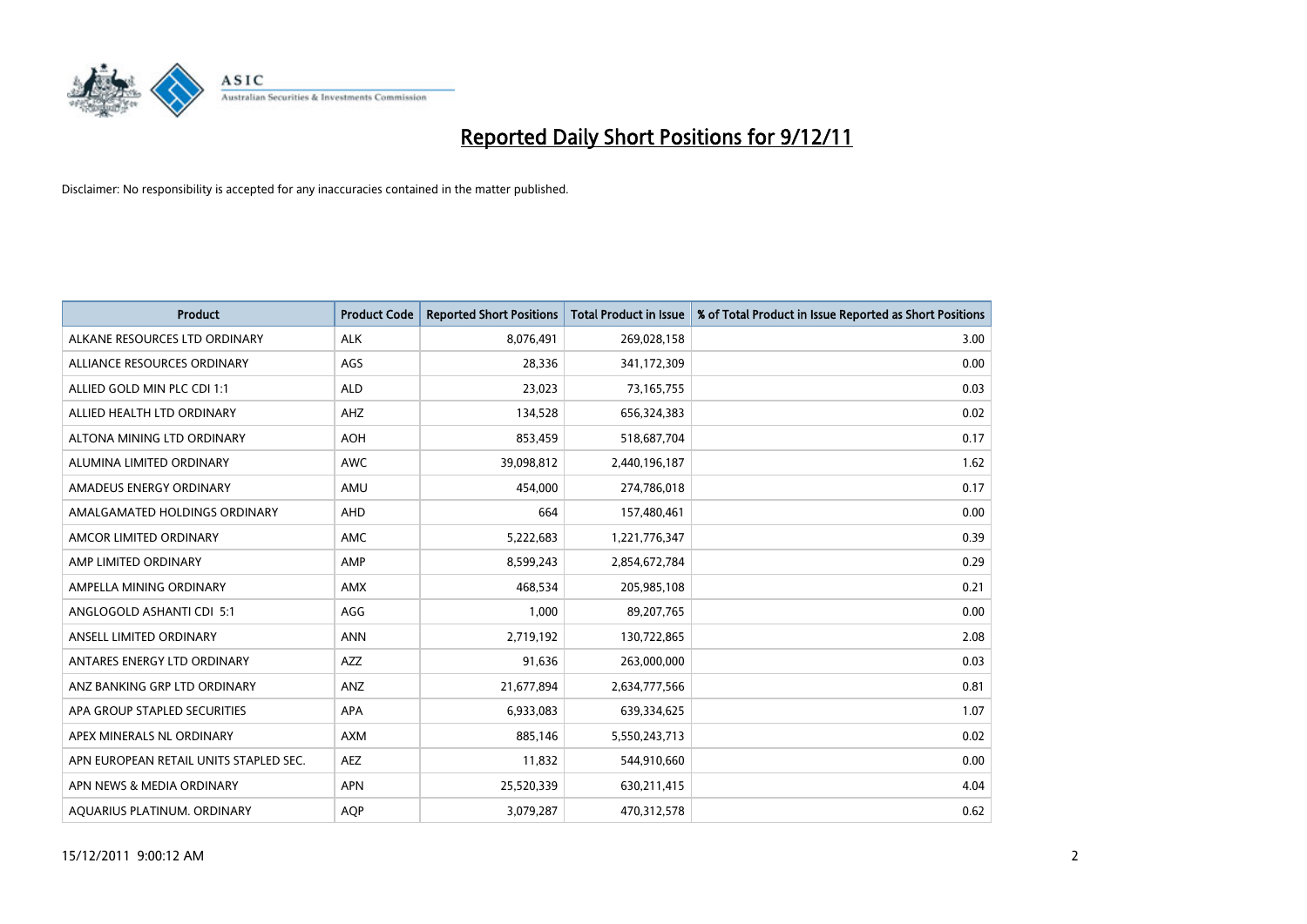# Reported Daily Short Positions for 9/12/11

Disclaimer: No responsibility is accepted for any inaccuracies contained in the matter published.

| Product | Product Code | Reported Short Positions | Total Product in Issue | % of Total Product in Issue Reported as Short Positions |
|---|---|---|---|---|
| ALKANE RESOURCES LTD ORDINARY | ALK | 8,076,491 | 269,028,158 | 3.00 |
| ALLIANCE RESOURCES ORDINARY | AGS | 28,336 | 341,172,309 | 0.00 |
| ALLIED GOLD MIN PLC CDI 1:1 | ALD | 23,023 | 73,165,755 | 0.03 |
| ALLIED HEALTH LTD ORDINARY | AHZ | 134,528 | 656,324,383 | 0.02 |
| ALTONA MINING LTD ORDINARY | AOH | 853,459 | 518,687,704 | 0.17 |
| ALUMINA LIMITED ORDINARY | AWC | 39,098,812 | 2,440,196,187 | 1.62 |
| AMADEUS ENERGY ORDINARY | AMU | 454,000 | 274,786,018 | 0.17 |
| AMALGAMATED HOLDINGS ORDINARY | AHD | 664 | 157,480,461 | 0.00 |
| AMCOR LIMITED ORDINARY | AMC | 5,222,683 | 1,221,776,347 | 0.39 |
| AMP LIMITED ORDINARY | AMP | 8,599,243 | 2,854,672,784 | 0.29 |
| AMPELLA MINING ORDINARY | AMX | 468,534 | 205,985,108 | 0.21 |
| ANGLOGOLD ASHANTI CDI 5:1 | AGG | 1,000 | 89,207,765 | 0.00 |
| ANSELL LIMITED ORDINARY | ANN | 2,719,192 | 130,722,865 | 2.08 |
| ANTARES ENERGY LTD ORDINARY | AZZ | 91,636 | 263,000,000 | 0.03 |
| ANZ BANKING GRP LTD ORDINARY | ANZ | 21,677,894 | 2,634,777,566 | 0.81 |
| APA GROUP STAPLED SECURITIES | APA | 6,933,083 | 639,334,625 | 1.07 |
| APEX MINERALS NL ORDINARY | AXM | 885,146 | 5,550,243,713 | 0.02 |
| APN EUROPEAN RETAIL UNITS STAPLED SEC. | AEZ | 11,832 | 544,910,660 | 0.00 |
| APN NEWS & MEDIA ORDINARY | APN | 25,520,339 | 630,211,415 | 4.04 |
| AQUARIUS PLATINUM. ORDINARY | AQP | 3,079,287 | 470,312,578 | 0.62 |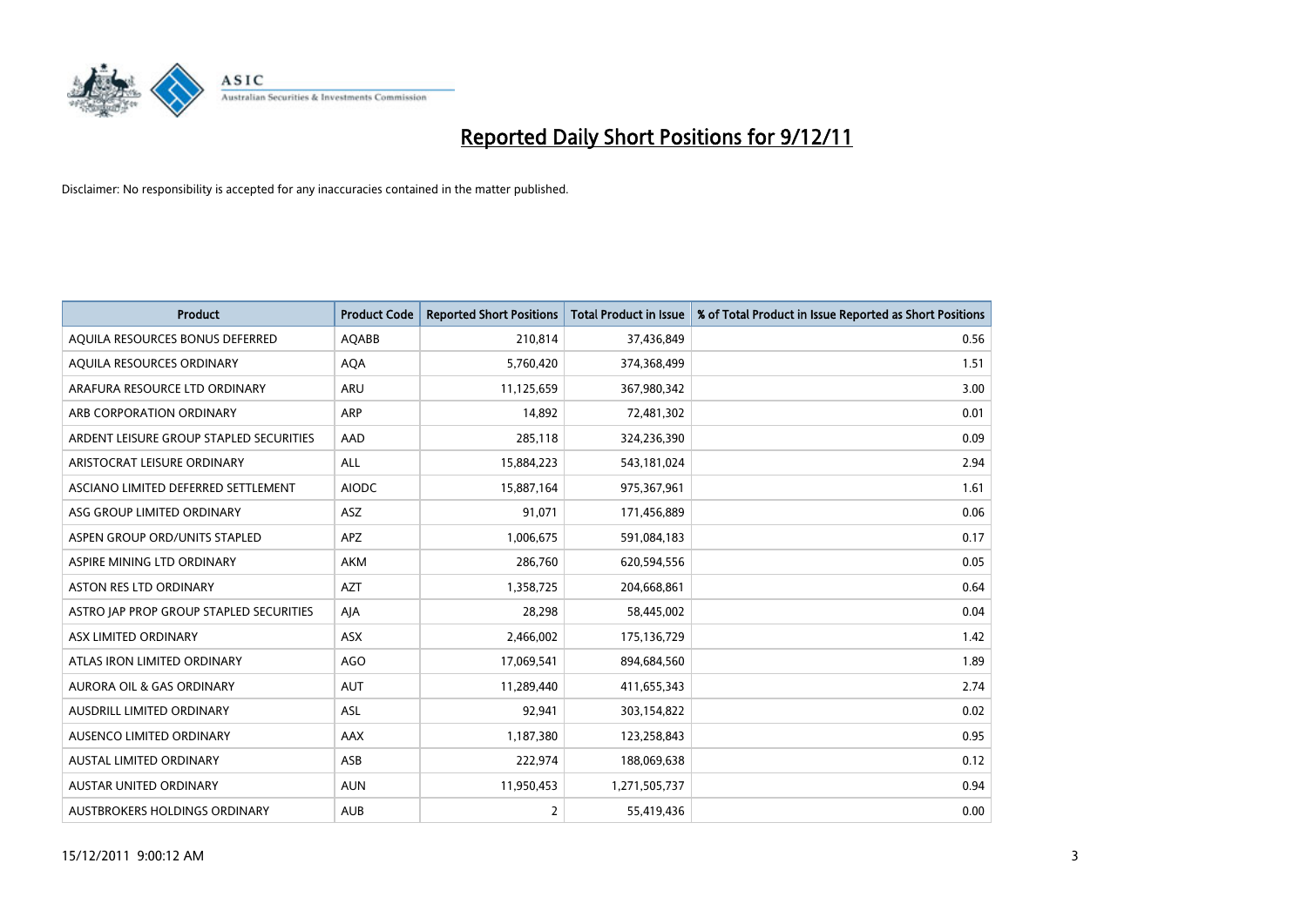# Reported Daily Short Positions for 9/12/11

Disclaimer: No responsibility is accepted for any inaccuracies contained in the matter published.

| Product | Product Code | Reported Short Positions | Total Product in Issue | % of Total Product in Issue Reported as Short Positions |
|---|---|---|---|---|
| AQUILA RESOURCES BONUS DEFERRED | AQABB | 210,814 | 37,436,849 | 0.56 |
| AQUILA RESOURCES ORDINARY | AQA | 5,760,420 | 374,368,499 | 1.51 |
| ARAFURA RESOURCE LTD ORDINARY | ARU | 11,125,659 | 367,980,342 | 3.00 |
| ARB CORPORATION ORDINARY | ARP | 14,892 | 72,481,302 | 0.01 |
| ARDENT LEISURE GROUP STAPLED SECURITIES | AAD | 285,118 | 324,236,390 | 0.09 |
| ARISTOCRAT LEISURE ORDINARY | ALL | 15,884,223 | 543,181,024 | 2.94 |
| ASCIANO LIMITED DEFERRED SETTLEMENT | AIODC | 15,887,164 | 975,367,961 | 1.61 |
| ASG GROUP LIMITED ORDINARY | ASZ | 91,071 | 171,456,889 | 0.06 |
| ASPEN GROUP ORD/UNITS STAPLED | APZ | 1,006,675 | 591,084,183 | 0.17 |
| ASPIRE MINING LTD ORDINARY | AKM | 286,760 | 620,594,556 | 0.05 |
| ASTON RES LTD ORDINARY | AZT | 1,358,725 | 204,668,861 | 0.64 |
| ASTRO JAP PROP GROUP STAPLED SECURITIES | AJA | 28,298 | 58,445,002 | 0.04 |
| ASX LIMITED ORDINARY | ASX | 2,466,002 | 175,136,729 | 1.42 |
| ATLAS IRON LIMITED ORDINARY | AGO | 17,069,541 | 894,684,560 | 1.89 |
| AURORA OIL & GAS ORDINARY | AUT | 11,289,440 | 411,655,343 | 2.74 |
| AUSDRILL LIMITED ORDINARY | ASL | 92,941 | 303,154,822 | 0.02 |
| AUSENCO LIMITED ORDINARY | AAX | 1,187,380 | 123,258,843 | 0.95 |
| AUSTAL LIMITED ORDINARY | ASB | 222,974 | 188,069,638 | 0.12 |
| AUSTAR UNITED ORDINARY | AUN | 11,950,453 | 1,271,505,737 | 0.94 |
| AUSTBROKERS HOLDINGS ORDINARY | AUB | 2 | 55,419,436 | 0.00 |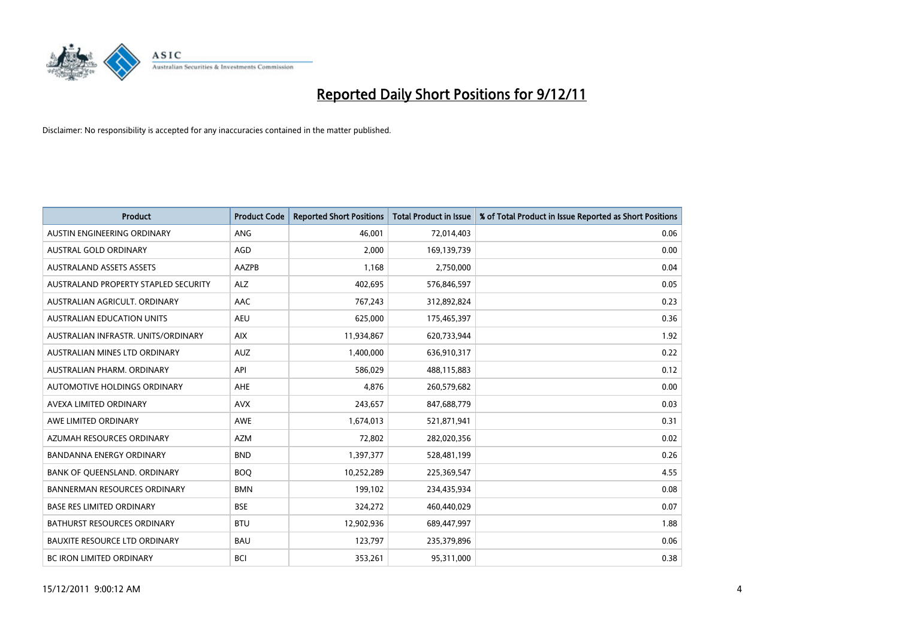# Reported Daily Short Positions for 9/12/11

Disclaimer: No responsibility is accepted for any inaccuracies contained in the matter published.

| Product | Product Code | Reported Short Positions | Total Product in Issue | % of Total Product in Issue Reported as Short Positions |
|---|---|---|---|---|
| AUSTIN ENGINEERING ORDINARY | ANG | 46,001 | 72,014,403 | 0.06 |
| AUSTRAL GOLD ORDINARY | AGD | 2,000 | 169,139,739 | 0.00 |
| AUSTRALAND ASSETS ASSETS | AAZPB | 1,168 | 2,750,000 | 0.04 |
| AUSTRALAND PROPERTY STAPLED SECURITY | ALZ | 402,695 | 576,846,597 | 0.05 |
| AUSTRALIAN AGRICULT. ORDINARY | AAC | 767,243 | 312,892,824 | 0.23 |
| AUSTRALIAN EDUCATION UNITS | AEU | 625,000 | 175,465,397 | 0.36 |
| AUSTRALIAN INFRASTR. UNITS/ORDINARY | AIX | 11,934,867 | 620,733,944 | 1.92 |
| AUSTRALIAN MINES LTD ORDINARY | AUZ | 1,400,000 | 636,910,317 | 0.22 |
| AUSTRALIAN PHARM. ORDINARY | API | 586,029 | 488,115,883 | 0.12 |
| AUTOMOTIVE HOLDINGS ORDINARY | AHE | 4,876 | 260,579,682 | 0.00 |
| AVEXA LIMITED ORDINARY | AVX | 243,657 | 847,688,779 | 0.03 |
| AWE LIMITED ORDINARY | AWE | 1,674,013 | 521,871,941 | 0.31 |
| AZUMAH RESOURCES ORDINARY | AZM | 72,802 | 282,020,356 | 0.02 |
| BANDANNA ENERGY ORDINARY | BND | 1,397,377 | 528,481,199 | 0.26 |
| BANK OF QUEENSLAND. ORDINARY | BOQ | 10,252,289 | 225,369,547 | 4.55 |
| BANNERMAN RESOURCES ORDINARY | BMN | 199,102 | 234,435,934 | 0.08 |
| BASE RES LIMITED ORDINARY | BSE | 324,272 | 460,440,029 | 0.07 |
| BATHURST RESOURCES ORDINARY | BTU | 12,902,936 | 689,447,997 | 1.88 |
| BAUXITE RESOURCE LTD ORDINARY | BAU | 123,797 | 235,379,896 | 0.06 |
| BC IRON LIMITED ORDINARY | BCI | 353,261 | 95,311,000 | 0.38 |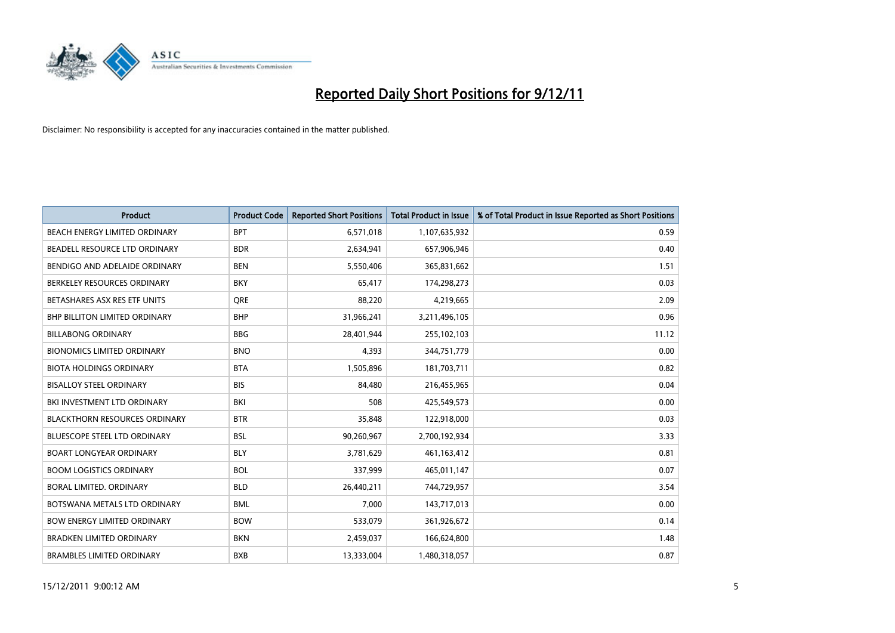# Reported Daily Short Positions for 9/12/11

Disclaimer: No responsibility is accepted for any inaccuracies contained in the matter published.

| Product | Product Code | Reported Short Positions | Total Product in Issue | % of Total Product in Issue Reported as Short Positions |
|---|---|---|---|---|
| BEACH ENERGY LIMITED ORDINARY | BPT | 6,571,018 | 1,107,635,932 | 0.59 |
| BEADELL RESOURCE LTD ORDINARY | BDR | 2,634,941 | 657,906,946 | 0.40 |
| BENDIGO AND ADELAIDE ORDINARY | BEN | 5,550,406 | 365,831,662 | 1.51 |
| BERKELEY RESOURCES ORDINARY | BKY | 65,417 | 174,298,273 | 0.03 |
| BETASHARES ASX RES ETF UNITS | QRE | 88,220 | 4,219,665 | 2.09 |
| BHP BILLITON LIMITED ORDINARY | BHP | 31,966,241 | 3,211,496,105 | 0.96 |
| BILLABONG ORDINARY | BBG | 28,401,944 | 255,102,103 | 11.12 |
| BIONOMICS LIMITED ORDINARY | BNO | 4,393 | 344,751,779 | 0.00 |
| BIOTA HOLDINGS ORDINARY | BTA | 1,505,896 | 181,703,711 | 0.82 |
| BISALLOY STEEL ORDINARY | BIS | 84,480 | 216,455,965 | 0.04 |
| BKI INVESTMENT LTD ORDINARY | BKI | 508 | 425,549,573 | 0.00 |
| BLACKTHORN RESOURCES ORDINARY | BTR | 35,848 | 122,918,000 | 0.03 |
| BLUESCOPE STEEL LTD ORDINARY | BSL | 90,260,967 | 2,700,192,934 | 3.33 |
| BOART LONGYEAR ORDINARY | BLY | 3,781,629 | 461,163,412 | 0.81 |
| BOOM LOGISTICS ORDINARY | BOL | 337,999 | 465,011,147 | 0.07 |
| BORAL LIMITED. ORDINARY | BLD | 26,440,211 | 744,729,957 | 3.54 |
| BOTSWANA METALS LTD ORDINARY | BML | 7,000 | 143,717,013 | 0.00 |
| BOW ENERGY LIMITED ORDINARY | BOW | 533,079 | 361,926,672 | 0.14 |
| BRADKEN LIMITED ORDINARY | BKN | 2,459,037 | 166,624,800 | 1.48 |
| BRAMBLES LIMITED ORDINARY | BXB | 13,333,004 | 1,480,318,057 | 0.87 |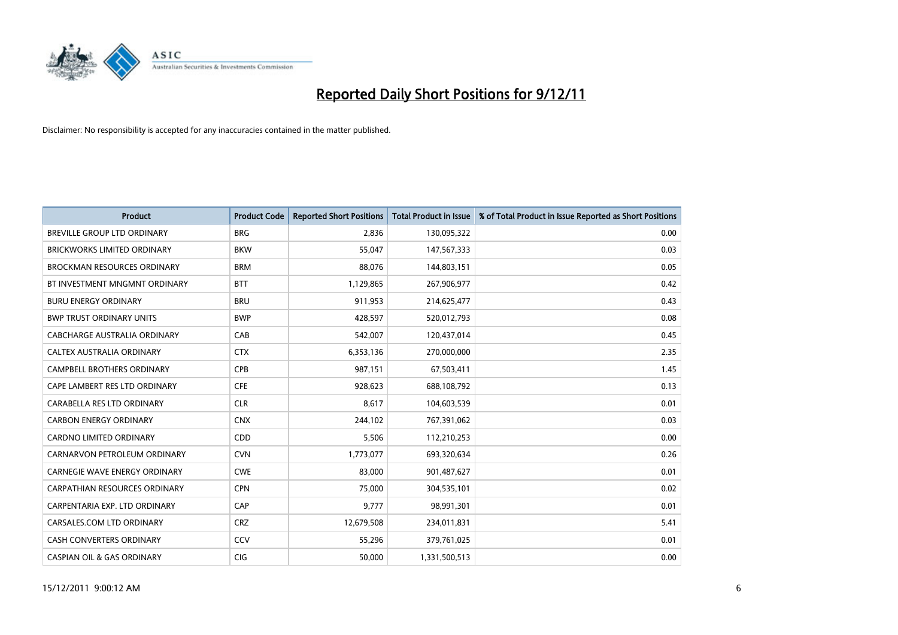# Reported Daily Short Positions for 9/12/11

Disclaimer: No responsibility is accepted for any inaccuracies contained in the matter published.

| Product | Product Code | Reported Short Positions | Total Product in Issue | % of Total Product in Issue Reported as Short Positions |
|---|---|---|---|---|
| BREVILLE GROUP LTD ORDINARY | BRG | 2,836 | 130,095,322 | 0.00 |
| BRICKWORKS LIMITED ORDINARY | BKW | 55,047 | 147,567,333 | 0.03 |
| BROCKMAN RESOURCES ORDINARY | BRM | 88,076 | 144,803,151 | 0.05 |
| BT INVESTMENT MNGMNT ORDINARY | BTT | 1,129,865 | 267,906,977 | 0.42 |
| BURU ENERGY ORDINARY | BRU | 911,953 | 214,625,477 | 0.43 |
| BWP TRUST ORDINARY UNITS | BWP | 428,597 | 520,012,793 | 0.08 |
| CABCHARGE AUSTRALIA ORDINARY | CAB | 542,007 | 120,437,014 | 0.45 |
| CALTEX AUSTRALIA ORDINARY | CTX | 6,353,136 | 270,000,000 | 2.35 |
| CAMPBELL BROTHERS ORDINARY | CPB | 987,151 | 67,503,411 | 1.45 |
| CAPE LAMBERT RES LTD ORDINARY | CFE | 928,623 | 688,108,792 | 0.13 |
| CARABELLA RES LTD ORDINARY | CLR | 8,617 | 104,603,539 | 0.01 |
| CARBON ENERGY ORDINARY | CNX | 244,102 | 767,391,062 | 0.03 |
| CARDNO LIMITED ORDINARY | CDD | 5,506 | 112,210,253 | 0.00 |
| CARNARVON PETROLEUM ORDINARY | CVN | 1,773,077 | 693,320,634 | 0.26 |
| CARNEGIE WAVE ENERGY ORDINARY | CWE | 83,000 | 901,487,627 | 0.01 |
| CARPATHIAN RESOURCES ORDINARY | CPN | 75,000 | 304,535,101 | 0.02 |
| CARPENTARIA EXP. LTD ORDINARY | CAP | 9,777 | 98,991,301 | 0.01 |
| CARSALES.COM LTD ORDINARY | CRZ | 12,679,508 | 234,011,831 | 5.41 |
| CASH CONVERTERS ORDINARY | CCV | 55,296 | 379,761,025 | 0.01 |
| CASPIAN OIL & GAS ORDINARY | CIG | 50,000 | 1,331,500,513 | 0.00 |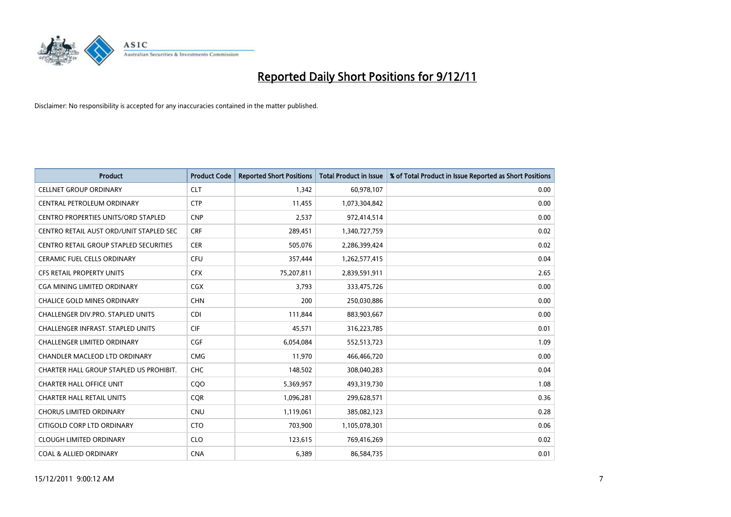# Reported Daily Short Positions for 9/12/11

Disclaimer: No responsibility is accepted for any inaccuracies contained in the matter published.

| Product | Product Code | Reported Short Positions | Total Product in Issue | % of Total Product in Issue Reported as Short Positions |
|---|---|---|---|---|
| CELLNET GROUP ORDINARY | CLT | 1,342 | 60,978,107 | 0.00 |
| CENTRAL PETROLEUM ORDINARY | CTP | 11,455 | 1,073,304,842 | 0.00 |
| CENTRO PROPERTIES UNITS/ORD STAPLED | CNP | 2,537 | 972,414,514 | 0.00 |
| CENTRO RETAIL AUST ORD/UNIT STAPLED SEC | CRF | 289,451 | 1,340,727,759 | 0.02 |
| CENTRO RETAIL GROUP STAPLED SECURITIES | CER | 505,076 | 2,286,399,424 | 0.02 |
| CERAMIC FUEL CELLS ORDINARY | CFU | 357,444 | 1,262,577,415 | 0.04 |
| CFS RETAIL PROPERTY UNITS | CFX | 75,207,811 | 2,839,591,911 | 2.65 |
| CGA MINING LIMITED ORDINARY | CGX | 3,793 | 333,475,726 | 0.00 |
| CHALICE GOLD MINES ORDINARY | CHN | 200 | 250,030,886 | 0.00 |
| CHALLENGER DIV.PRO. STAPLED UNITS | CDI | 111,844 | 883,903,667 | 0.00 |
| CHALLENGER INFRAST. STAPLED UNITS | CIF | 45,571 | 316,223,785 | 0.01 |
| CHALLENGER LIMITED ORDINARY | CGF | 6,054,084 | 552,513,723 | 1.09 |
| CHANDLER MACLEOD LTD ORDINARY | CMG | 11,970 | 466,466,720 | 0.00 |
| CHARTER HALL GROUP STAPLED US PROHIBIT. | CHC | 148,502 | 308,040,283 | 0.04 |
| CHARTER HALL OFFICE UNIT | CQO | 5,369,957 | 493,319,730 | 1.08 |
| CHARTER HALL RETAIL UNITS | CQR | 1,096,281 | 299,628,571 | 0.36 |
| CHORUS LIMITED ORDINARY | CNU | 1,119,061 | 385,082,123 | 0.28 |
| CITIGOLD CORP LTD ORDINARY | CTO | 703,900 | 1,105,078,301 | 0.06 |
| CLOUGH LIMITED ORDINARY | CLO | 123,615 | 769,416,269 | 0.02 |
| COAL & ALLIED ORDINARY | CNA | 6,389 | 86,584,735 | 0.01 |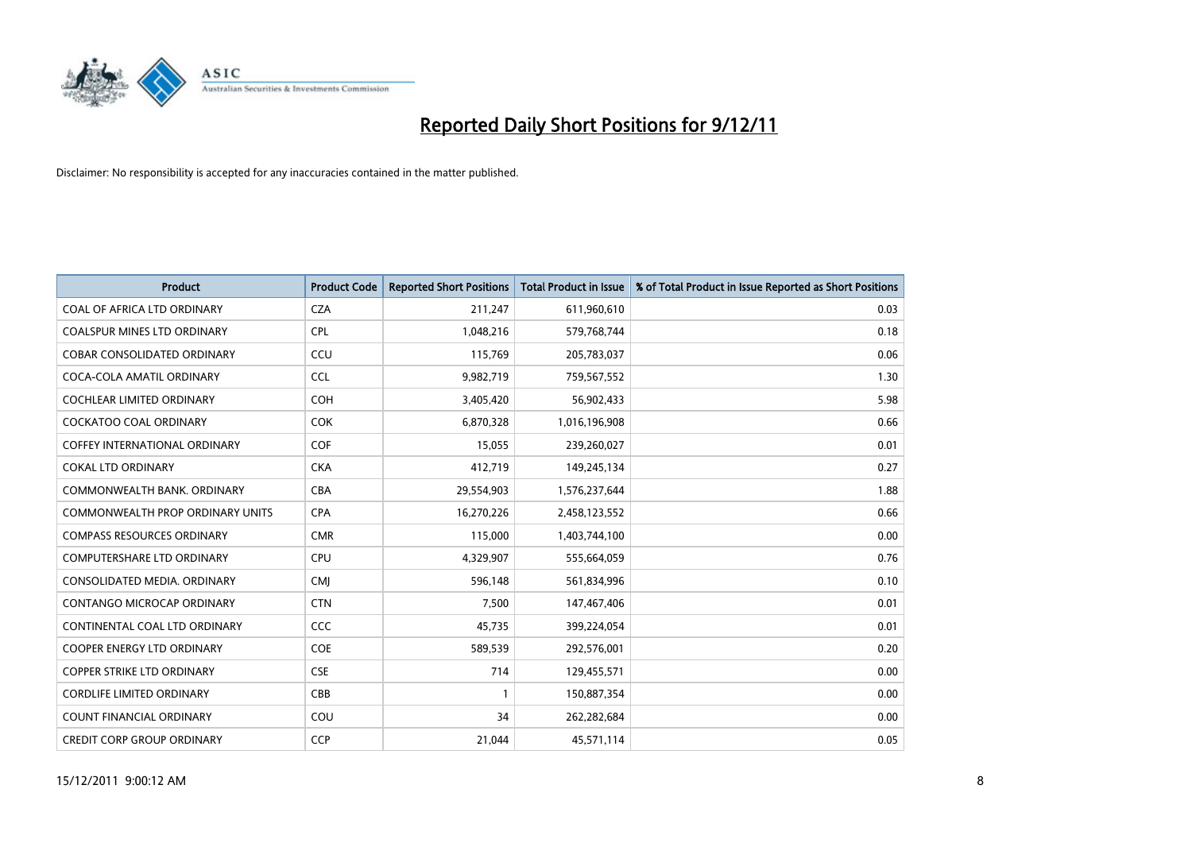# Reported Daily Short Positions for 9/12/11

Disclaimer: No responsibility is accepted for any inaccuracies contained in the matter published.

| Product | Product Code | Reported Short Positions | Total Product in Issue | % of Total Product in Issue Reported as Short Positions |
|---|---|---|---|---|
| COAL OF AFRICA LTD ORDINARY | CZA | 211,247 | 611,960,610 | 0.03 |
| COALSPUR MINES LTD ORDINARY | CPL | 1,048,216 | 579,768,744 | 0.18 |
| COBAR CONSOLIDATED ORDINARY | CCU | 115,769 | 205,783,037 | 0.06 |
| COCA-COLA AMATIL ORDINARY | CCL | 9,982,719 | 759,567,552 | 1.30 |
| COCHLEAR LIMITED ORDINARY | COH | 3,405,420 | 56,902,433 | 5.98 |
| COCKATOO COAL ORDINARY | COK | 6,870,328 | 1,016,196,908 | 0.66 |
| COFFEY INTERNATIONAL ORDINARY | COF | 15,055 | 239,260,027 | 0.01 |
| COKAL LTD ORDINARY | CKA | 412,719 | 149,245,134 | 0.27 |
| COMMONWEALTH BANK. ORDINARY | CBA | 29,554,903 | 1,576,237,644 | 1.88 |
| COMMONWEALTH PROP ORDINARY UNITS | CPA | 16,270,226 | 2,458,123,552 | 0.66 |
| COMPASS RESOURCES ORDINARY | CMR | 115,000 | 1,403,744,100 | 0.00 |
| COMPUTERSHARE LTD ORDINARY | CPU | 4,329,907 | 555,664,059 | 0.76 |
| CONSOLIDATED MEDIA. ORDINARY | CMJ | 596,148 | 561,834,996 | 0.10 |
| CONTANGO MICROCAP ORDINARY | CTN | 7,500 | 147,467,406 | 0.01 |
| CONTINENTAL COAL LTD ORDINARY | CCC | 45,735 | 399,224,054 | 0.01 |
| COOPER ENERGY LTD ORDINARY | COE | 589,539 | 292,576,001 | 0.20 |
| COPPER STRIKE LTD ORDINARY | CSE | 714 | 129,455,571 | 0.00 |
| CORDLIFE LIMITED ORDINARY | CBB | 1 | 150,887,354 | 0.00 |
| COUNT FINANCIAL ORDINARY | COU | 34 | 262,282,684 | 0.00 |
| CREDIT CORP GROUP ORDINARY | CCP | 21,044 | 45,571,114 | 0.05 |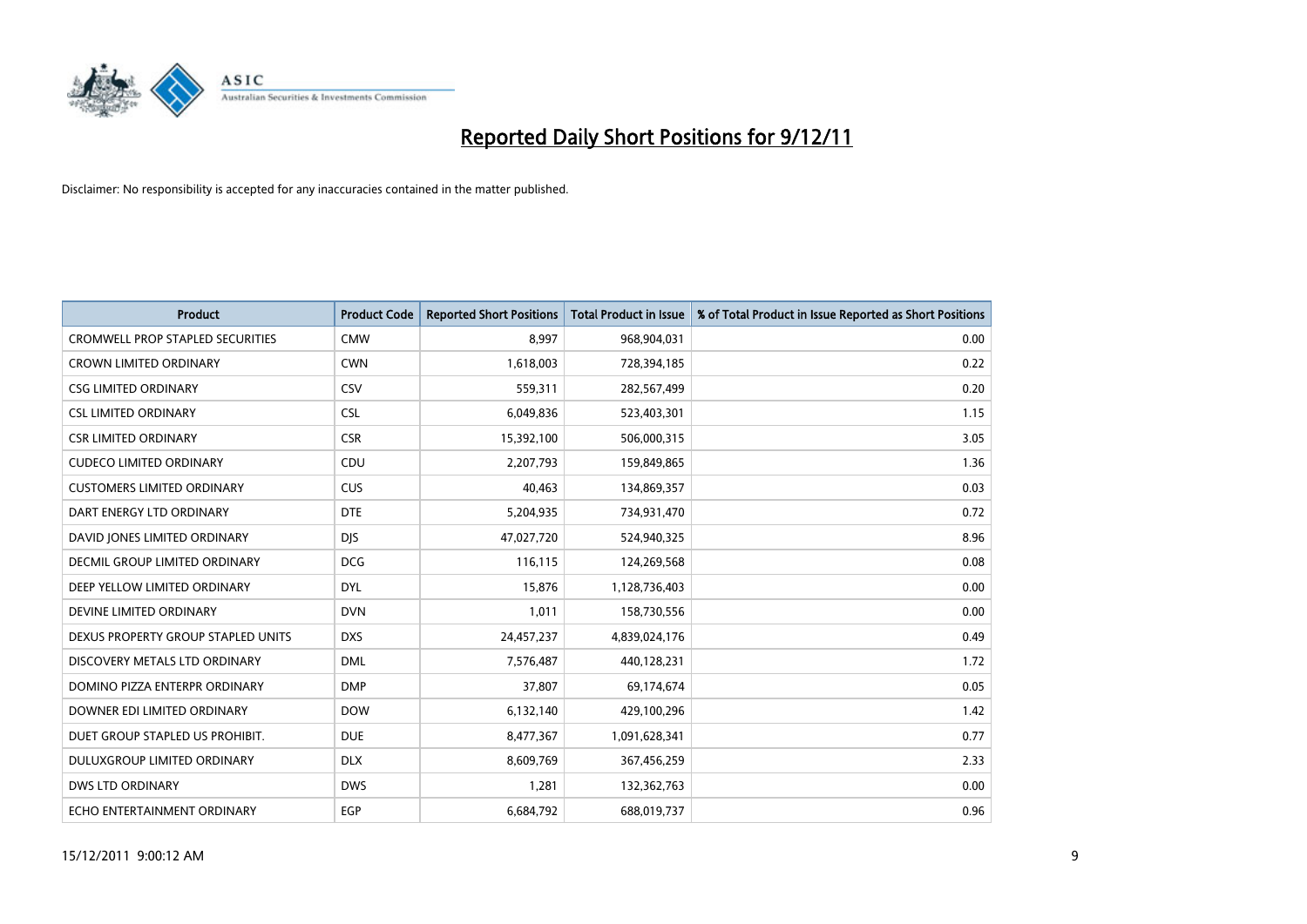# Reported Daily Short Positions for 9/12/11

Disclaimer: No responsibility is accepted for any inaccuracies contained in the matter published.

| Product | Product Code | Reported Short Positions | Total Product in Issue | % of Total Product in Issue Reported as Short Positions |
|---|---|---|---|---|
| CROMWELL PROP STAPLED SECURITIES | CMW | 8,997 | 968,904,031 | 0.00 |
| CROWN LIMITED ORDINARY | CWN | 1,618,003 | 728,394,185 | 0.22 |
| CSG LIMITED ORDINARY | CSV | 559,311 | 282,567,499 | 0.20 |
| CSL LIMITED ORDINARY | CSL | 6,049,836 | 523,403,301 | 1.15 |
| CSR LIMITED ORDINARY | CSR | 15,392,100 | 506,000,315 | 3.05 |
| CUDECO LIMITED ORDINARY | CDU | 2,207,793 | 159,849,865 | 1.36 |
| CUSTOMERS LIMITED ORDINARY | CUS | 40,463 | 134,869,357 | 0.03 |
| DART ENERGY LTD ORDINARY | DTE | 5,204,935 | 734,931,470 | 0.72 |
| DAVID JONES LIMITED ORDINARY | DJS | 47,027,720 | 524,940,325 | 8.96 |
| DECMIL GROUP LIMITED ORDINARY | DCG | 116,115 | 124,269,568 | 0.08 |
| DEEP YELLOW LIMITED ORDINARY | DYL | 15,876 | 1,128,736,403 | 0.00 |
| DEVINE LIMITED ORDINARY | DVN | 1,011 | 158,730,556 | 0.00 |
| DEXUS PROPERTY GROUP STAPLED UNITS | DXS | 24,457,237 | 4,839,024,176 | 0.49 |
| DISCOVERY METALS LTD ORDINARY | DML | 7,576,487 | 440,128,231 | 1.72 |
| DOMINO PIZZA ENTERPR ORDINARY | DMP | 37,807 | 69,174,674 | 0.05 |
| DOWNER EDI LIMITED ORDINARY | DOW | 6,132,140 | 429,100,296 | 1.42 |
| DUET GROUP STAPLED US PROHIBIT. | DUE | 8,477,367 | 1,091,628,341 | 0.77 |
| DULUXGROUP LIMITED ORDINARY | DLX | 8,609,769 | 367,456,259 | 2.33 |
| DWS LTD ORDINARY | DWS | 1,281 | 132,362,763 | 0.00 |
| ECHO ENTERTAINMENT ORDINARY | EGP | 6,684,792 | 688,019,737 | 0.96 |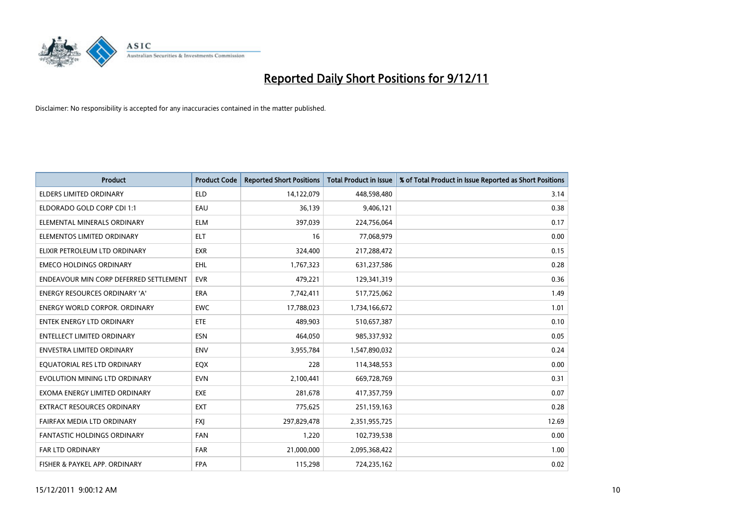# Reported Daily Short Positions for 9/12/11

Disclaimer: No responsibility is accepted for any inaccuracies contained in the matter published.

| Product | Product Code | Reported Short Positions | Total Product in Issue | % of Total Product in Issue Reported as Short Positions |
|---|---|---|---|---|
| ELDERS LIMITED ORDINARY | ELD | 14,122,079 | 448,598,480 | 3.14 |
| ELDORADO GOLD CORP CDI 1:1 | EAU | 36,139 | 9,406,121 | 0.38 |
| ELEMENTAL MINERALS ORDINARY | ELM | 397,039 | 224,756,064 | 0.17 |
| ELEMENTOS LIMITED ORDINARY | ELT | 16 | 77,068,979 | 0.00 |
| ELIXIR PETROLEUM LTD ORDINARY | EXR | 324,400 | 217,288,472 | 0.15 |
| EMECO HOLDINGS ORDINARY | EHL | 1,767,323 | 631,237,586 | 0.28 |
| ENDEAVOUR MIN CORP DEFERRED SETTLEMENT | EVR | 479,221 | 129,341,319 | 0.36 |
| ENERGY RESOURCES ORDINARY 'A' | ERA | 7,742,411 | 517,725,062 | 1.49 |
| ENERGY WORLD CORPOR. ORDINARY | EWC | 17,788,023 | 1,734,166,672 | 1.01 |
| ENTEK ENERGY LTD ORDINARY | ETE | 489,903 | 510,657,387 | 0.10 |
| ENTELLECT LIMITED ORDINARY | ESN | 464,050 | 985,337,932 | 0.05 |
| ENVESTRA LIMITED ORDINARY | ENV | 3,955,784 | 1,547,890,032 | 0.24 |
| EQUATORIAL RES LTD ORDINARY | EQX | 228 | 114,348,553 | 0.00 |
| EVOLUTION MINING LTD ORDINARY | EVN | 2,100,441 | 669,728,769 | 0.31 |
| EXOMA ENERGY LIMITED ORDINARY | EXE | 281,678 | 417,357,759 | 0.07 |
| EXTRACT RESOURCES ORDINARY | EXT | 775,625 | 251,159,163 | 0.28 |
| FAIRFAX MEDIA LTD ORDINARY | FXJ | 297,829,478 | 2,351,955,725 | 12.69 |
| FANTASTIC HOLDINGS ORDINARY | FAN | 1,220 | 102,739,538 | 0.00 |
| FAR LTD ORDINARY | FAR | 21,000,000 | 2,095,368,422 | 1.00 |
| FISHER & PAYKEL APP. ORDINARY | FPA | 115,298 | 724,235,162 | 0.02 |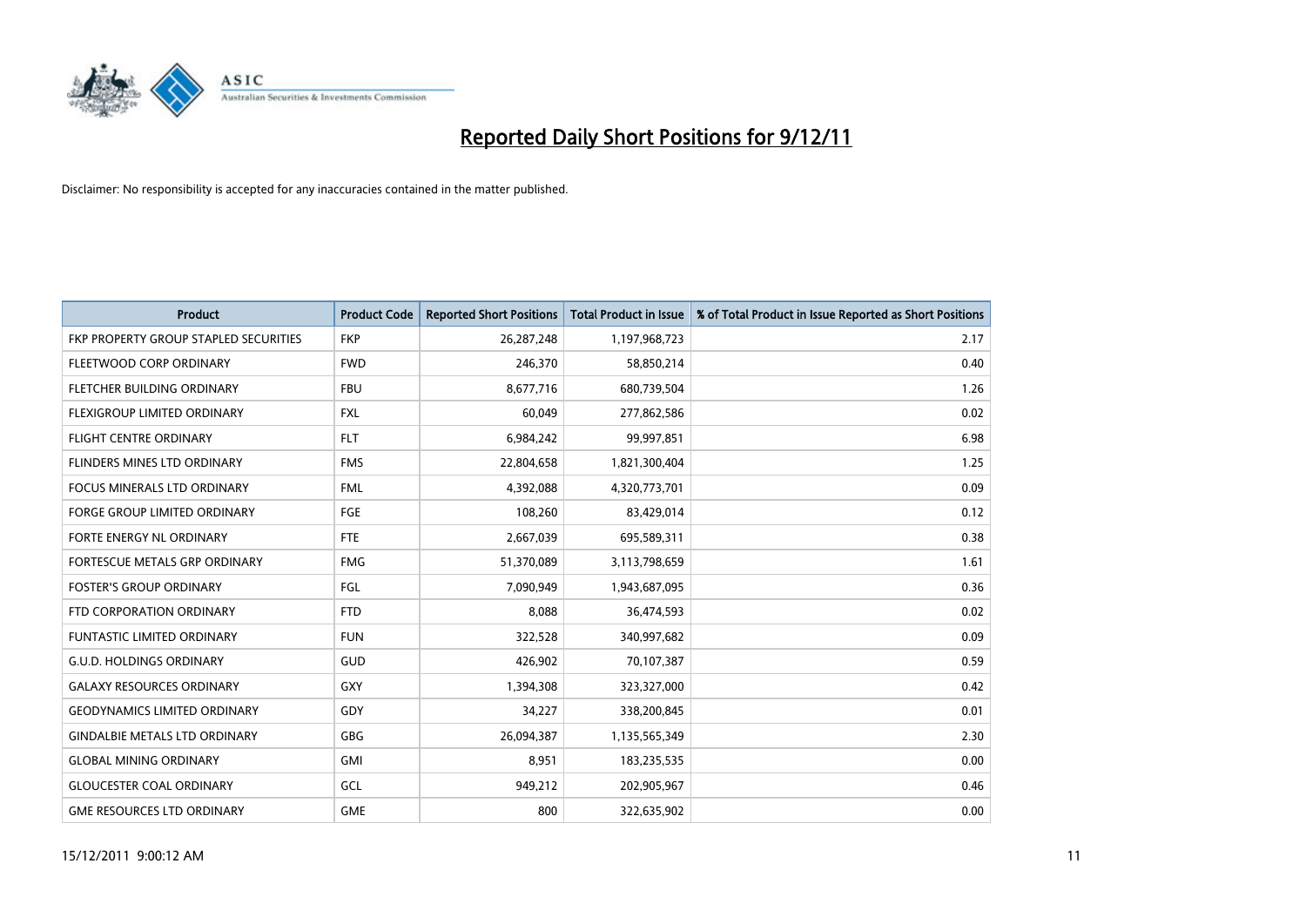# Reported Daily Short Positions for 9/12/11

Disclaimer: No responsibility is accepted for any inaccuracies contained in the matter published.

| Product | Product Code | Reported Short Positions | Total Product in Issue | % of Total Product in Issue Reported as Short Positions |
|---|---|---|---|---|
| FKP PROPERTY GROUP STAPLED SECURITIES | FKP | 26,287,248 | 1,197,968,723 | 2.17 |
| FLEETWOOD CORP ORDINARY | FWD | 246,370 | 58,850,214 | 0.40 |
| FLETCHER BUILDING ORDINARY | FBU | 8,677,716 | 680,739,504 | 1.26 |
| FLEXIGROUP LIMITED ORDINARY | FXL | 60,049 | 277,862,586 | 0.02 |
| FLIGHT CENTRE ORDINARY | FLT | 6,984,242 | 99,997,851 | 6.98 |
| FLINDERS MINES LTD ORDINARY | FMS | 22,804,658 | 1,821,300,404 | 1.25 |
| FOCUS MINERALS LTD ORDINARY | FML | 4,392,088 | 4,320,773,701 | 0.09 |
| FORGE GROUP LIMITED ORDINARY | FGE | 108,260 | 83,429,014 | 0.12 |
| FORTE ENERGY NL ORDINARY | FTE | 2,667,039 | 695,589,311 | 0.38 |
| FORTESCUE METALS GRP ORDINARY | FMG | 51,370,089 | 3,113,798,659 | 1.61 |
| FOSTER'S GROUP ORDINARY | FGL | 7,090,949 | 1,943,687,095 | 0.36 |
| FTD CORPORATION ORDINARY | FTD | 8,088 | 36,474,593 | 0.02 |
| FUNTASTIC LIMITED ORDINARY | FUN | 322,528 | 340,997,682 | 0.09 |
| G.U.D. HOLDINGS ORDINARY | GUD | 426,902 | 70,107,387 | 0.59 |
| GALAXY RESOURCES ORDINARY | GXY | 1,394,308 | 323,327,000 | 0.42 |
| GEODYNAMICS LIMITED ORDINARY | GDY | 34,227 | 338,200,845 | 0.01 |
| GINDALBIE METALS LTD ORDINARY | GBG | 26,094,387 | 1,135,565,349 | 2.30 |
| GLOBAL MINING ORDINARY | GMI | 8,951 | 183,235,535 | 0.00 |
| GLOUCESTER COAL ORDINARY | GCL | 949,212 | 202,905,967 | 0.46 |
| GME RESOURCES LTD ORDINARY | GME | 800 | 322,635,902 | 0.00 |

15/12/2011 9:00:12 AM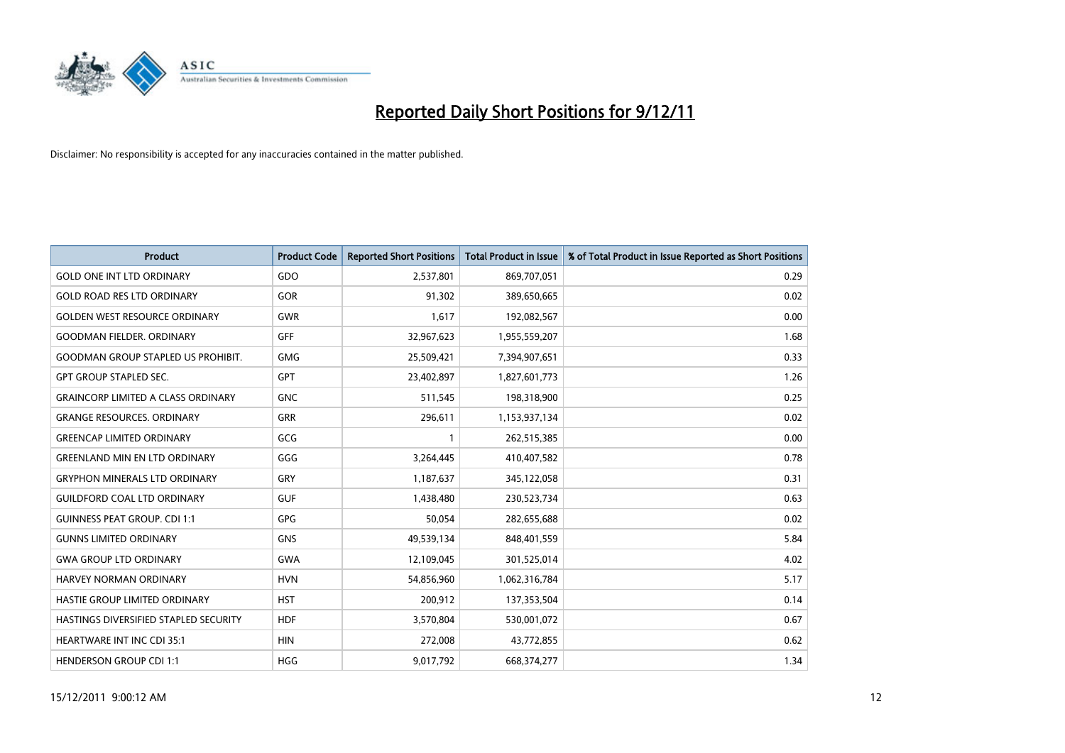# Reported Daily Short Positions for 9/12/11

Disclaimer: No responsibility is accepted for any inaccuracies contained in the matter published.

| Product | Product Code | Reported Short Positions | Total Product in Issue | % of Total Product in Issue Reported as Short Positions |
|---|---|---|---|---|
| GOLD ONE INT LTD ORDINARY | GDO | 2,537,801 | 869,707,051 | 0.29 |
| GOLD ROAD RES LTD ORDINARY | GOR | 91,302 | 389,650,665 | 0.02 |
| GOLDEN WEST RESOURCE ORDINARY | GWR | 1,617 | 192,082,567 | 0.00 |
| GOODMAN FIELDER. ORDINARY | GFF | 32,967,623 | 1,955,559,207 | 1.68 |
| GOODMAN GROUP STAPLED US PROHIBIT. | GMG | 25,509,421 | 7,394,907,651 | 0.33 |
| GPT GROUP STAPLED SEC. | GPT | 23,402,897 | 1,827,601,773 | 1.26 |
| GRAINCORP LIMITED A CLASS ORDINARY | GNC | 511,545 | 198,318,900 | 0.25 |
| GRANGE RESOURCES. ORDINARY | GRR | 296,611 | 1,153,937,134 | 0.02 |
| GREENCAP LIMITED ORDINARY | GCG | 1 | 262,515,385 | 0.00 |
| GREENLAND MIN EN LTD ORDINARY | GGG | 3,264,445 | 410,407,582 | 0.78 |
| GRYPHON MINERALS LTD ORDINARY | GRY | 1,187,637 | 345,122,058 | 0.31 |
| GUILDFORD COAL LTD ORDINARY | GUF | 1,438,480 | 230,523,734 | 0.63 |
| GUINNESS PEAT GROUP. CDI 1:1 | GPG | 50,054 | 282,655,688 | 0.02 |
| GUNNS LIMITED ORDINARY | GNS | 49,539,134 | 848,401,559 | 5.84 |
| GWA GROUP LTD ORDINARY | GWA | 12,109,045 | 301,525,014 | 4.02 |
| HARVEY NORMAN ORDINARY | HVN | 54,856,960 | 1,062,316,784 | 5.17 |
| HASTIE GROUP LIMITED ORDINARY | HST | 200,912 | 137,353,504 | 0.14 |
| HASTINGS DIVERSIFIED STAPLED SECURITY | HDF | 3,570,804 | 530,001,072 | 0.67 |
| HEARTWARE INT INC CDI 35:1 | HIN | 272,008 | 43,772,855 | 0.62 |
| HENDERSON GROUP CDI 1:1 | HGG | 9,017,792 | 668,374,277 | 1.34 |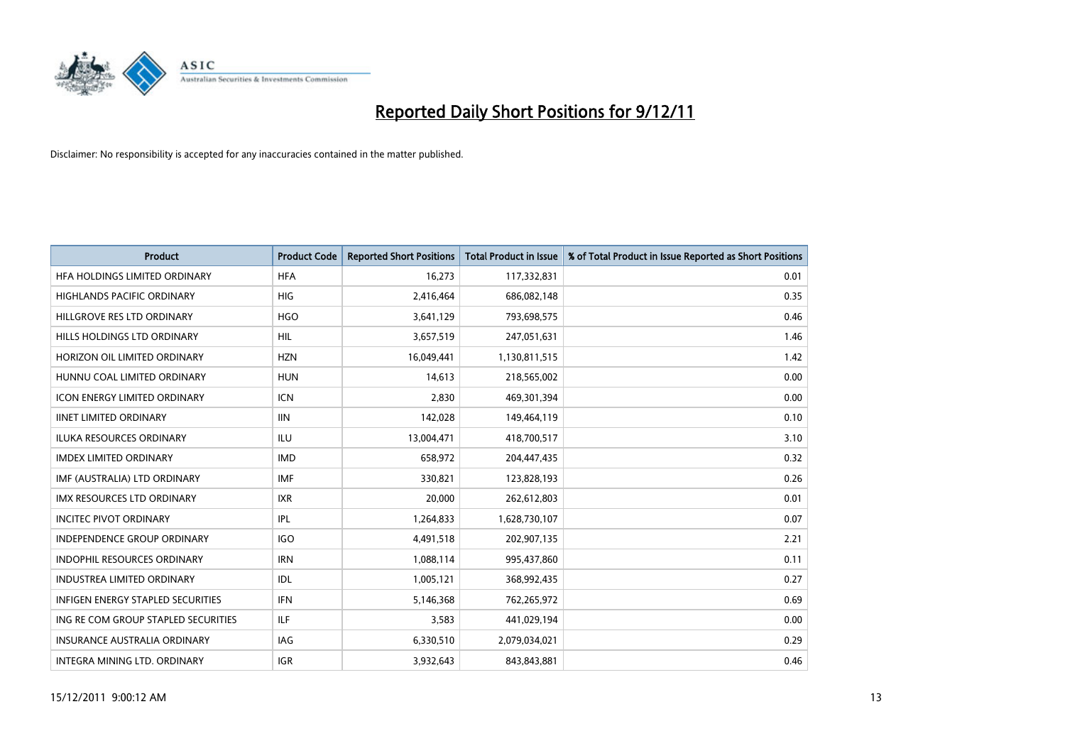# Reported Daily Short Positions for 9/12/11

Disclaimer: No responsibility is accepted for any inaccuracies contained in the matter published.

| Product | Product Code | Reported Short Positions | Total Product in Issue | % of Total Product in Issue Reported as Short Positions |
|---|---|---|---|---|
| HFA HOLDINGS LIMITED ORDINARY | HFA | 16,273 | 117,332,831 | 0.01 |
| HIGHLANDS PACIFIC ORDINARY | HIG | 2,416,464 | 686,082,148 | 0.35 |
| HILLGROVE RES LTD ORDINARY | HGO | 3,641,129 | 793,698,575 | 0.46 |
| HILLS HOLDINGS LTD ORDINARY | HIL | 3,657,519 | 247,051,631 | 1.46 |
| HORIZON OIL LIMITED ORDINARY | HZN | 16,049,441 | 1,130,811,515 | 1.42 |
| HUNNU COAL LIMITED ORDINARY | HUN | 14,613 | 218,565,002 | 0.00 |
| ICON ENERGY LIMITED ORDINARY | ICN | 2,830 | 469,301,394 | 0.00 |
| IINET LIMITED ORDINARY | IIN | 142,028 | 149,464,119 | 0.10 |
| ILUKA RESOURCES ORDINARY | ILU | 13,004,471 | 418,700,517 | 3.10 |
| IMDEX LIMITED ORDINARY | IMD | 658,972 | 204,447,435 | 0.32 |
| IMF (AUSTRALIA) LTD ORDINARY | IMF | 330,821 | 123,828,193 | 0.26 |
| IMX RESOURCES LTD ORDINARY | IXR | 20,000 | 262,612,803 | 0.01 |
| INCITEC PIVOT ORDINARY | IPL | 1,264,833 | 1,628,730,107 | 0.07 |
| INDEPENDENCE GROUP ORDINARY | IGO | 4,491,518 | 202,907,135 | 2.21 |
| INDOPHIL RESOURCES ORDINARY | IRN | 1,088,114 | 995,437,860 | 0.11 |
| INDUSTREA LIMITED ORDINARY | IDL | 1,005,121 | 368,992,435 | 0.27 |
| INFIGEN ENERGY STAPLED SECURITIES | IFN | 5,146,368 | 762,265,972 | 0.69 |
| ING RE COM GROUP STAPLED SECURITIES | ILF | 3,583 | 441,029,194 | 0.00 |
| INSURANCE AUSTRALIA ORDINARY | IAG | 6,330,510 | 2,079,034,021 | 0.29 |
| INTEGRA MINING LTD. ORDINARY | IGR | 3,932,643 | 843,843,881 | 0.46 |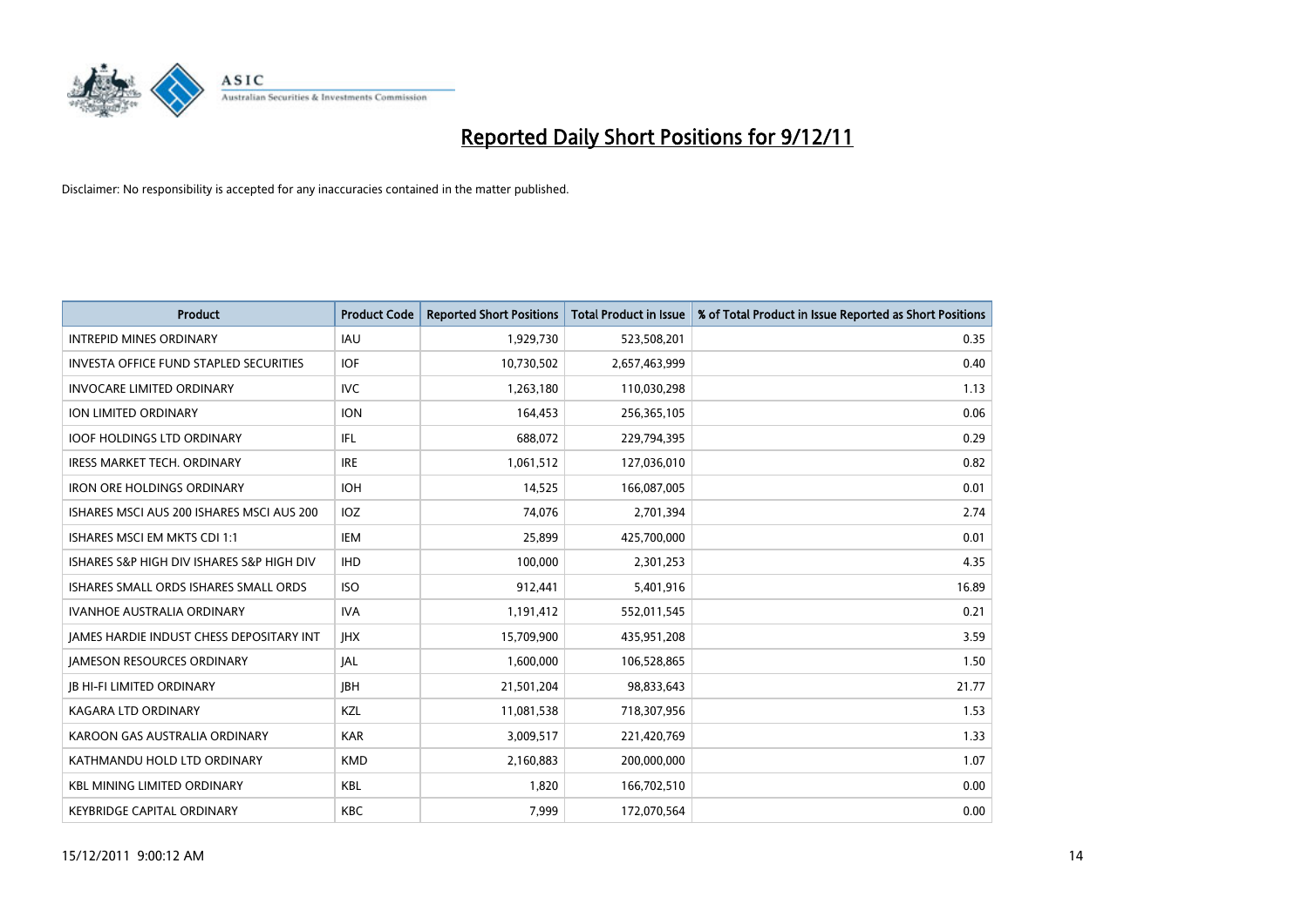# Reported Daily Short Positions for 9/12/11

Disclaimer: No responsibility is accepted for any inaccuracies contained in the matter published.

| Product | Product Code | Reported Short Positions | Total Product in Issue | % of Total Product in Issue Reported as Short Positions |
|---|---|---|---|---|
| INTREPID MINES ORDINARY | IAU | 1,929,730 | 523,508,201 | 0.35 |
| INVESTA OFFICE FUND STAPLED SECURITIES | IOF | 10,730,502 | 2,657,463,999 | 0.40 |
| INVOCARE LIMITED ORDINARY | IVC | 1,263,180 | 110,030,298 | 1.13 |
| ION LIMITED ORDINARY | ION | 164,453 | 256,365,105 | 0.06 |
| IOOF HOLDINGS LTD ORDINARY | IFL | 688,072 | 229,794,395 | 0.29 |
| IRESS MARKET TECH. ORDINARY | IRE | 1,061,512 | 127,036,010 | 0.82 |
| IRON ORE HOLDINGS ORDINARY | IOH | 14,525 | 166,087,005 | 0.01 |
| ISHARES MSCI AUS 200 ISHARES MSCI AUS 200 | IOZ | 74,076 | 2,701,394 | 2.74 |
| ISHARES MSCI EM MKTS CDI 1:1 | IEM | 25,899 | 425,700,000 | 0.01 |
| ISHARES S&P HIGH DIV ISHARES S&P HIGH DIV | IHD | 100,000 | 2,301,253 | 4.35 |
| ISHARES SMALL ORDS ISHARES SMALL ORDS | ISO | 912,441 | 5,401,916 | 16.89 |
| IVANHOE AUSTRALIA ORDINARY | IVA | 1,191,412 | 552,011,545 | 0.21 |
| JAMES HARDIE INDUST CHESS DEPOSITARY INT | JHX | 15,709,900 | 435,951,208 | 3.59 |
| JAMESON RESOURCES ORDINARY | JAL | 1,600,000 | 106,528,865 | 1.50 |
| JB HI-FI LIMITED ORDINARY | JBH | 21,501,204 | 98,833,643 | 21.77 |
| KAGARA LTD ORDINARY | KZL | 11,081,538 | 718,307,956 | 1.53 |
| KAROON GAS AUSTRALIA ORDINARY | KAR | 3,009,517 | 221,420,769 | 1.33 |
| KATHMANDU HOLD LTD ORDINARY | KMD | 2,160,883 | 200,000,000 | 1.07 |
| KBL MINING LIMITED ORDINARY | KBL | 1,820 | 166,702,510 | 0.00 |
| KEYBRIDGE CAPITAL ORDINARY | KBC | 7,999 | 172,070,564 | 0.00 |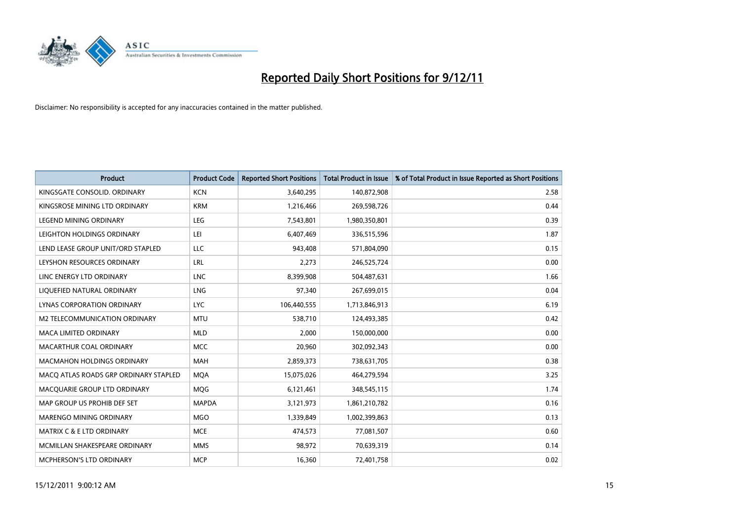# Reported Daily Short Positions for 9/12/11

Disclaimer: No responsibility is accepted for any inaccuracies contained in the matter published.

| Product | Product Code | Reported Short Positions | Total Product in Issue | % of Total Product in Issue Reported as Short Positions |
|---|---|---|---|---|
| KINGSGATE CONSOLID. ORDINARY | KCN | 3,640,295 | 140,872,908 | 2.58 |
| KINGSROSE MINING LTD ORDINARY | KRM | 1,216,466 | 269,598,726 | 0.44 |
| LEGEND MINING ORDINARY | LEG | 7,543,801 | 1,980,350,801 | 0.39 |
| LEIGHTON HOLDINGS ORDINARY | LEI | 6,407,469 | 336,515,596 | 1.87 |
| LEND LEASE GROUP UNIT/ORD STAPLED | LLC | 943,408 | 571,804,090 | 0.15 |
| LEYSHON RESOURCES ORDINARY | LRL | 2,273 | 246,525,724 | 0.00 |
| LINC ENERGY LTD ORDINARY | LNC | 8,399,908 | 504,487,631 | 1.66 |
| LIQUEFIED NATURAL ORDINARY | LNG | 97,340 | 267,699,015 | 0.04 |
| LYNAS CORPORATION ORDINARY | LYC | 106,440,555 | 1,713,846,913 | 6.19 |
| M2 TELECOMMUNICATION ORDINARY | MTU | 538,710 | 124,493,385 | 0.42 |
| MACA LIMITED ORDINARY | MLD | 2,000 | 150,000,000 | 0.00 |
| MACARTHUR COAL ORDINARY | MCC | 20,960 | 302,092,343 | 0.00 |
| MACMAHON HOLDINGS ORDINARY | MAH | 2,859,373 | 738,631,705 | 0.38 |
| MACQ ATLAS ROADS GRP ORDINARY STAPLED | MQA | 15,075,026 | 464,279,594 | 3.25 |
| MACQUARIE GROUP LTD ORDINARY | MQG | 6,121,461 | 348,545,115 | 1.74 |
| MAP GROUP US PROHIB DEF SET | MAPDA | 3,121,973 | 1,861,210,782 | 0.16 |
| MARENGO MINING ORDINARY | MGO | 1,339,849 | 1,002,399,863 | 0.13 |
| MATRIX C & E LTD ORDINARY | MCE | 474,573 | 77,081,507 | 0.60 |
| MCMILLAN SHAKESPEARE ORDINARY | MMS | 98,972 | 70,639,319 | 0.14 |
| MCPHERSON'S LTD ORDINARY | MCP | 16,360 | 72,401,758 | 0.02 |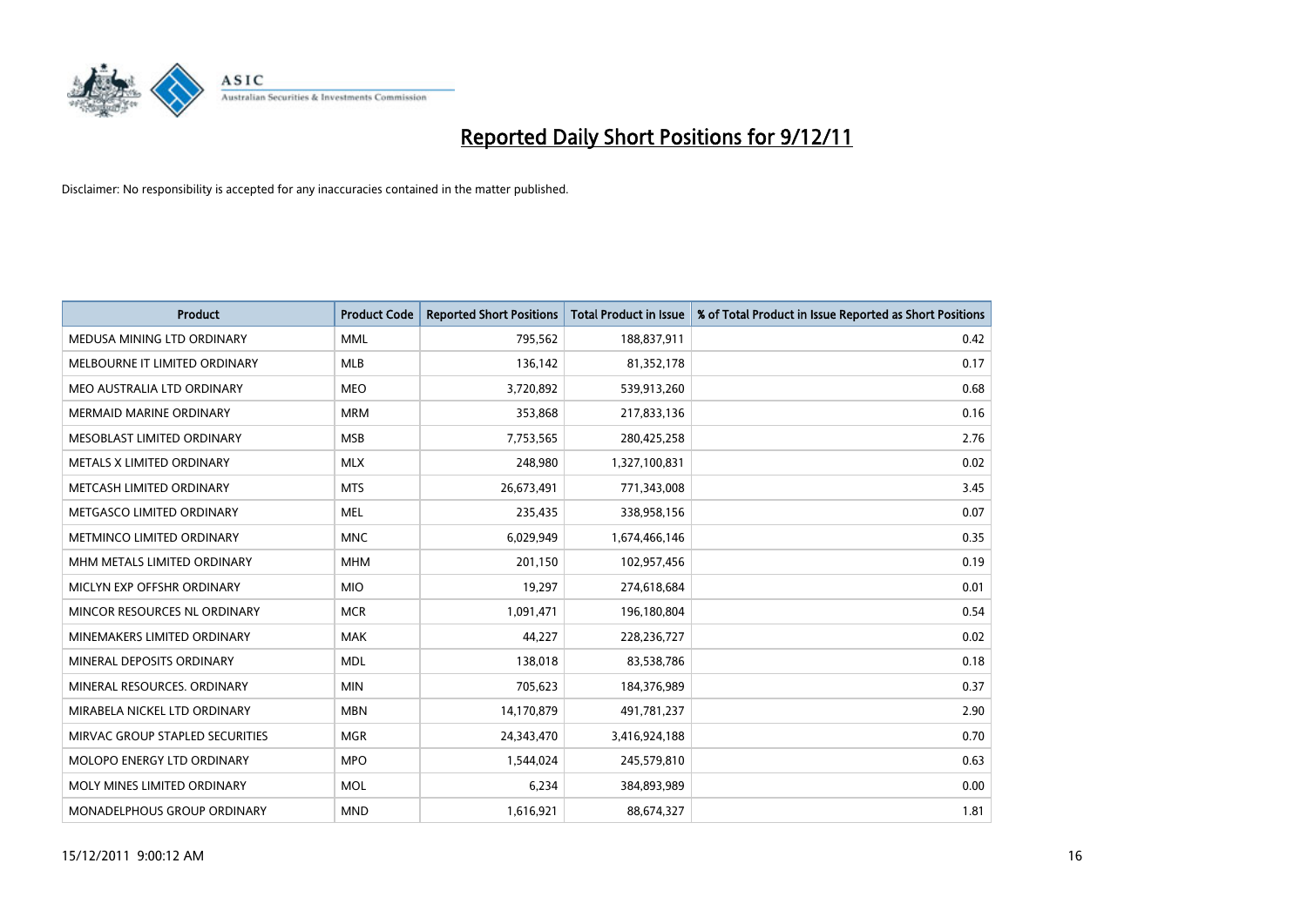# Reported Daily Short Positions for 9/12/11

Disclaimer: No responsibility is accepted for any inaccuracies contained in the matter published.

| Product | Product Code | Reported Short Positions | Total Product in Issue | % of Total Product in Issue Reported as Short Positions |
|---|---|---|---|---|
| MEDUSA MINING LTD ORDINARY | MML | 795,562 | 188,837,911 | 0.42 |
| MELBOURNE IT LIMITED ORDINARY | MLB | 136,142 | 81,352,178 | 0.17 |
| MEO AUSTRALIA LTD ORDINARY | MEO | 3,720,892 | 539,913,260 | 0.68 |
| MERMAID MARINE ORDINARY | MRM | 353,868 | 217,833,136 | 0.16 |
| MESOBLAST LIMITED ORDINARY | MSB | 7,753,565 | 280,425,258 | 2.76 |
| METALS X LIMITED ORDINARY | MLX | 248,980 | 1,327,100,831 | 0.02 |
| METCASH LIMITED ORDINARY | MTS | 26,673,491 | 771,343,008 | 3.45 |
| METGASCO LIMITED ORDINARY | MEL | 235,435 | 338,958,156 | 0.07 |
| METMINCO LIMITED ORDINARY | MNC | 6,029,949 | 1,674,466,146 | 0.35 |
| MHM METALS LIMITED ORDINARY | MHM | 201,150 | 102,957,456 | 0.19 |
| MICLYN EXP OFFSHR ORDINARY | MIO | 19,297 | 274,618,684 | 0.01 |
| MINCOR RESOURCES NL ORDINARY | MCR | 1,091,471 | 196,180,804 | 0.54 |
| MINEMAKERS LIMITED ORDINARY | MAK | 44,227 | 228,236,727 | 0.02 |
| MINERAL DEPOSITS ORDINARY | MDL | 138,018 | 83,538,786 | 0.18 |
| MINERAL RESOURCES. ORDINARY | MIN | 705,623 | 184,376,989 | 0.37 |
| MIRABELA NICKEL LTD ORDINARY | MBN | 14,170,879 | 491,781,237 | 2.90 |
| MIRVAC GROUP STAPLED SECURITIES | MGR | 24,343,470 | 3,416,924,188 | 0.70 |
| MOLOPO ENERGY LTD ORDINARY | MPO | 1,544,024 | 245,579,810 | 0.63 |
| MOLY MINES LIMITED ORDINARY | MOL | 6,234 | 384,893,989 | 0.00 |
| MONADELPHOUS GROUP ORDINARY | MND | 1,616,921 | 88,674,327 | 1.81 |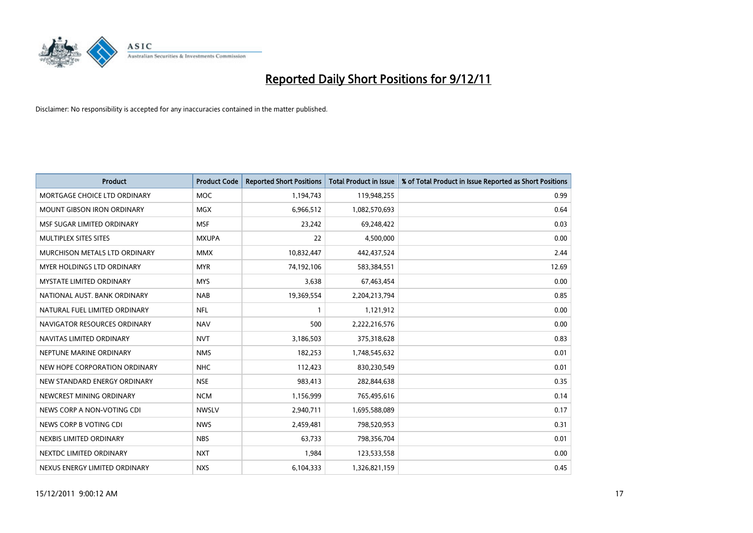# Reported Daily Short Positions for 9/12/11

Disclaimer: No responsibility is accepted for any inaccuracies contained in the matter published.

| Product | Product Code | Reported Short Positions | Total Product in Issue | % of Total Product in Issue Reported as Short Positions |
|---|---|---|---|---|
| MORTGAGE CHOICE LTD ORDINARY | MOC | 1,194,743 | 119,948,255 | 0.99 |
| MOUNT GIBSON IRON ORDINARY | MGX | 6,966,512 | 1,082,570,693 | 0.64 |
| MSF SUGAR LIMITED ORDINARY | MSF | 23,242 | 69,248,422 | 0.03 |
| MULTIPLEX SITES SITES | MXUPA | 22 | 4,500,000 | 0.00 |
| MURCHISON METALS LTD ORDINARY | MMX | 10,832,447 | 442,437,524 | 2.44 |
| MYER HOLDINGS LTD ORDINARY | MYR | 74,192,106 | 583,384,551 | 12.69 |
| MYSTATE LIMITED ORDINARY | MYS | 3,638 | 67,463,454 | 0.00 |
| NATIONAL AUST. BANK ORDINARY | NAB | 19,369,554 | 2,204,213,794 | 0.85 |
| NATURAL FUEL LIMITED ORDINARY | NFL | 1 | 1,121,912 | 0.00 |
| NAVIGATOR RESOURCES ORDINARY | NAV | 500 | 2,222,216,576 | 0.00 |
| NAVITAS LIMITED ORDINARY | NVT | 3,186,503 | 375,318,628 | 0.83 |
| NEPTUNE MARINE ORDINARY | NMS | 182,253 | 1,748,545,632 | 0.01 |
| NEW HOPE CORPORATION ORDINARY | NHC | 112,423 | 830,230,549 | 0.01 |
| NEW STANDARD ENERGY ORDINARY | NSE | 983,413 | 282,844,638 | 0.35 |
| NEWCREST MINING ORDINARY | NCM | 1,156,999 | 765,495,616 | 0.14 |
| NEWS CORP A NON-VOTING CDI | NWSLV | 2,940,711 | 1,695,588,089 | 0.17 |
| NEWS CORP B VOTING CDI | NWS | 2,459,481 | 798,520,953 | 0.31 |
| NEXBIS LIMITED ORDINARY | NBS | 63,733 | 798,356,704 | 0.01 |
| NEXTDC LIMITED ORDINARY | NXT | 1,984 | 123,533,558 | 0.00 |
| NEXUS ENERGY LIMITED ORDINARY | NXS | 6,104,333 | 1,326,821,159 | 0.45 |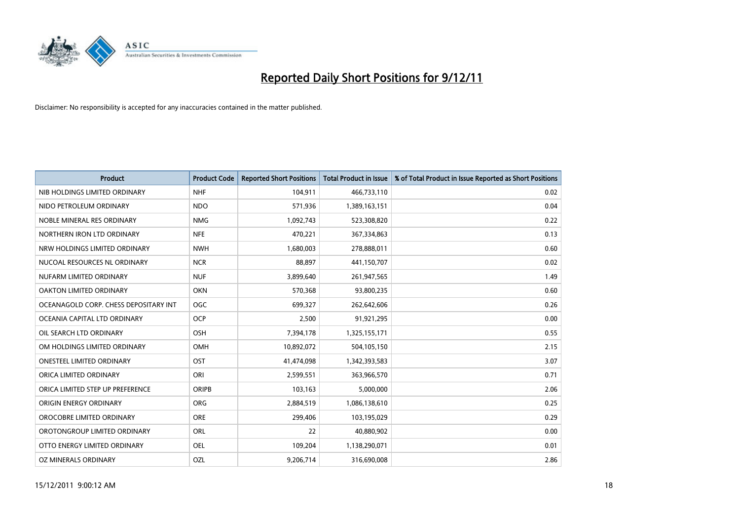# Reported Daily Short Positions for 9/12/11

Disclaimer: No responsibility is accepted for any inaccuracies contained in the matter published.

| Product | Product Code | Reported Short Positions | Total Product in Issue | % of Total Product in Issue Reported as Short Positions |
|---|---|---|---|---|
| NIB HOLDINGS LIMITED ORDINARY | NHF | 104,911 | 466,733,110 | 0.02 |
| NIDO PETROLEUM ORDINARY | NDO | 571,936 | 1,389,163,151 | 0.04 |
| NOBLE MINERAL RES ORDINARY | NMG | 1,092,743 | 523,308,820 | 0.22 |
| NORTHERN IRON LTD ORDINARY | NFE | 470,221 | 367,334,863 | 0.13 |
| NRW HOLDINGS LIMITED ORDINARY | NWH | 1,680,003 | 278,888,011 | 0.60 |
| NUCOAL RESOURCES NL ORDINARY | NCR | 88,897 | 441,150,707 | 0.02 |
| NUFARM LIMITED ORDINARY | NUF | 3,899,640 | 261,947,565 | 1.49 |
| OAKTON LIMITED ORDINARY | OKN | 570,368 | 93,800,235 | 0.60 |
| OCEANAGOLD CORP. CHESS DEPOSITARY INT | OGC | 699,327 | 262,642,606 | 0.26 |
| OCEANIA CAPITAL LTD ORDINARY | OCP | 2,500 | 91,921,295 | 0.00 |
| OIL SEARCH LTD ORDINARY | OSH | 7,394,178 | 1,325,155,171 | 0.55 |
| OM HOLDINGS LIMITED ORDINARY | OMH | 10,892,072 | 504,105,150 | 2.15 |
| ONESTEEL LIMITED ORDINARY | OST | 41,474,098 | 1,342,393,583 | 3.07 |
| ORICA LIMITED ORDINARY | ORI | 2,599,551 | 363,966,570 | 0.71 |
| ORICA LIMITED STEP UP PREFERENCE | ORIPB | 103,163 | 5,000,000 | 2.06 |
| ORIGIN ENERGY ORDINARY | ORG | 2,884,519 | 1,086,138,610 | 0.25 |
| OROCOBRE LIMITED ORDINARY | ORE | 299,406 | 103,195,029 | 0.29 |
| OROTONGROUP LIMITED ORDINARY | ORL | 22 | 40,880,902 | 0.00 |
| OTTO ENERGY LIMITED ORDINARY | OEL | 109,204 | 1,138,290,071 | 0.01 |
| OZ MINERALS ORDINARY | OZL | 9,206,714 | 316,690,008 | 2.86 |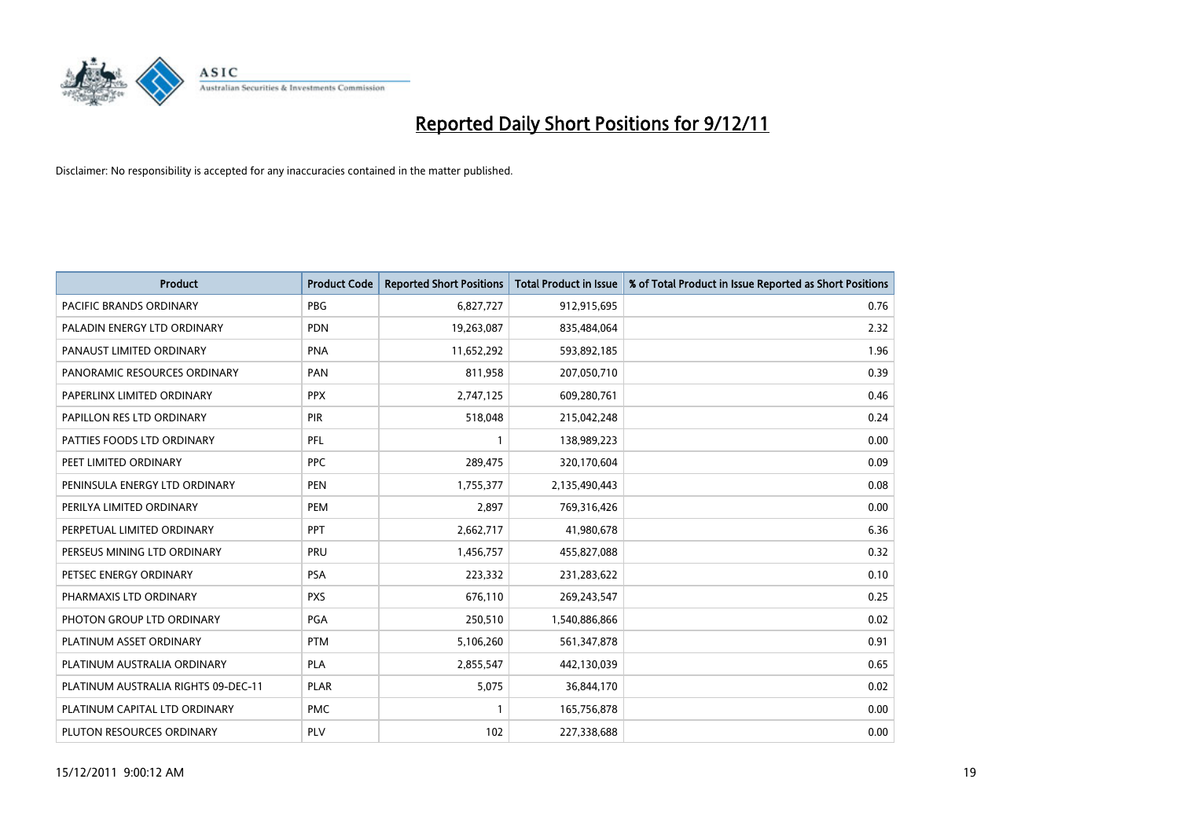# Reported Daily Short Positions for 9/12/11

Disclaimer: No responsibility is accepted for any inaccuracies contained in the matter published.

| Product | Product Code | Reported Short Positions | Total Product in Issue | % of Total Product in Issue Reported as Short Positions |
|---|---|---|---|---|
| PACIFIC BRANDS ORDINARY | PBG | 6,827,727 | 912,915,695 | 0.76 |
| PALADIN ENERGY LTD ORDINARY | PDN | 19,263,087 | 835,484,064 | 2.32 |
| PANAUST LIMITED ORDINARY | PNA | 11,652,292 | 593,892,185 | 1.96 |
| PANORAMIC RESOURCES ORDINARY | PAN | 811,958 | 207,050,710 | 0.39 |
| PAPERLINX LIMITED ORDINARY | PPX | 2,747,125 | 609,280,761 | 0.46 |
| PAPILLON RES LTD ORDINARY | PIR | 518,048 | 215,042,248 | 0.24 |
| PATTIES FOODS LTD ORDINARY | PFL | 1 | 138,989,223 | 0.00 |
| PEET LIMITED ORDINARY | PPC | 289,475 | 320,170,604 | 0.09 |
| PENINSULA ENERGY LTD ORDINARY | PEN | 1,755,377 | 2,135,490,443 | 0.08 |
| PERILYA LIMITED ORDINARY | PEM | 2,897 | 769,316,426 | 0.00 |
| PERPETUAL LIMITED ORDINARY | PPT | 2,662,717 | 41,980,678 | 6.36 |
| PERSEUS MINING LTD ORDINARY | PRU | 1,456,757 | 455,827,088 | 0.32 |
| PETSEC ENERGY ORDINARY | PSA | 223,332 | 231,283,622 | 0.10 |
| PHARMAXIS LTD ORDINARY | PXS | 676,110 | 269,243,547 | 0.25 |
| PHOTON GROUP LTD ORDINARY | PGA | 250,510 | 1,540,886,866 | 0.02 |
| PLATINUM ASSET ORDINARY | PTM | 5,106,260 | 561,347,878 | 0.91 |
| PLATINUM AUSTRALIA ORDINARY | PLA | 2,855,547 | 442,130,039 | 0.65 |
| PLATINUM AUSTRALIA RIGHTS 09-DEC-11 | PLAR | 5,075 | 36,844,170 | 0.02 |
| PLATINUM CAPITAL LTD ORDINARY | PMC | 1 | 165,756,878 | 0.00 |
| PLUTON RESOURCES ORDINARY | PLV | 102 | 227,338,688 | 0.00 |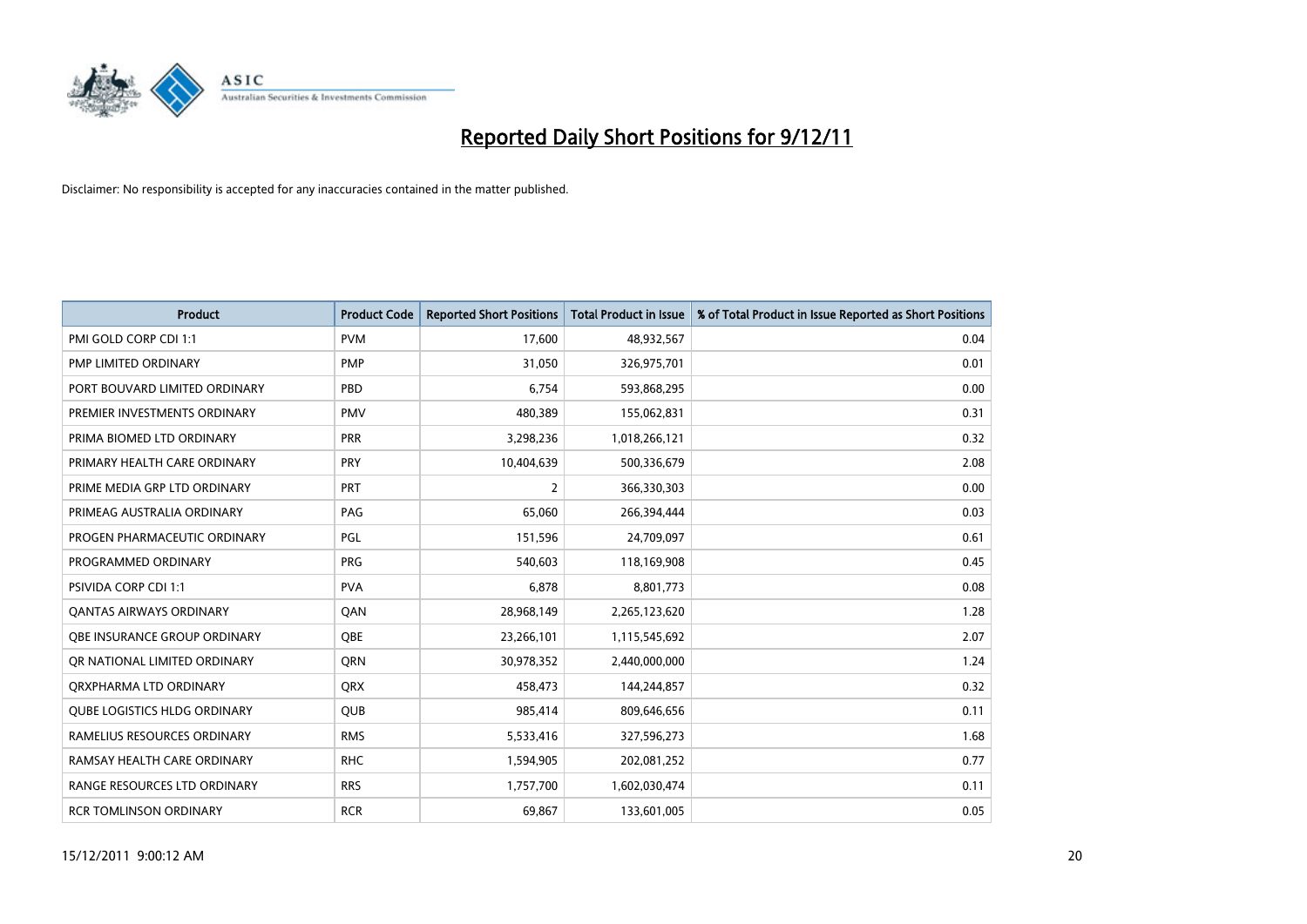# Reported Daily Short Positions for 9/12/11

Disclaimer: No responsibility is accepted for any inaccuracies contained in the matter published.

| Product | Product Code | Reported Short Positions | Total Product in Issue | % of Total Product in Issue Reported as Short Positions |
|---|---|---|---|---|
| PMI GOLD CORP CDI 1:1 | PVM | 17,600 | 48,932,567 | 0.04 |
| PMP LIMITED ORDINARY | PMP | 31,050 | 326,975,701 | 0.01 |
| PORT BOUVARD LIMITED ORDINARY | PBD | 6,754 | 593,868,295 | 0.00 |
| PREMIER INVESTMENTS ORDINARY | PMV | 480,389 | 155,062,831 | 0.31 |
| PRIMA BIOMED LTD ORDINARY | PRR | 3,298,236 | 1,018,266,121 | 0.32 |
| PRIMARY HEALTH CARE ORDINARY | PRY | 10,404,639 | 500,336,679 | 2.08 |
| PRIME MEDIA GRP LTD ORDINARY | PRT | 2 | 366,330,303 | 0.00 |
| PRIMEAG AUSTRALIA ORDINARY | PAG | 65,060 | 266,394,444 | 0.03 |
| PROGEN PHARMACEUTIC ORDINARY | PGL | 151,596 | 24,709,097 | 0.61 |
| PROGRAMMED ORDINARY | PRG | 540,603 | 118,169,908 | 0.45 |
| PSIVIDA CORP CDI 1:1 | PVA | 6,878 | 8,801,773 | 0.08 |
| QANTAS AIRWAYS ORDINARY | QAN | 28,968,149 | 2,265,123,620 | 1.28 |
| QBE INSURANCE GROUP ORDINARY | QBE | 23,266,101 | 1,115,545,692 | 2.07 |
| QR NATIONAL LIMITED ORDINARY | QRN | 30,978,352 | 2,440,000,000 | 1.24 |
| QRXPHARMA LTD ORDINARY | QRX | 458,473 | 144,244,857 | 0.32 |
| QUBE LOGISTICS HLDG ORDINARY | QUB | 985,414 | 809,646,656 | 0.11 |
| RAMELIUS RESOURCES ORDINARY | RMS | 5,533,416 | 327,596,273 | 1.68 |
| RAMSAY HEALTH CARE ORDINARY | RHC | 1,594,905 | 202,081,252 | 0.77 |
| RANGE RESOURCES LTD ORDINARY | RRS | 1,757,700 | 1,602,030,474 | 0.11 |
| RCR TOMLINSON ORDINARY | RCR | 69,867 | 133,601,005 | 0.05 |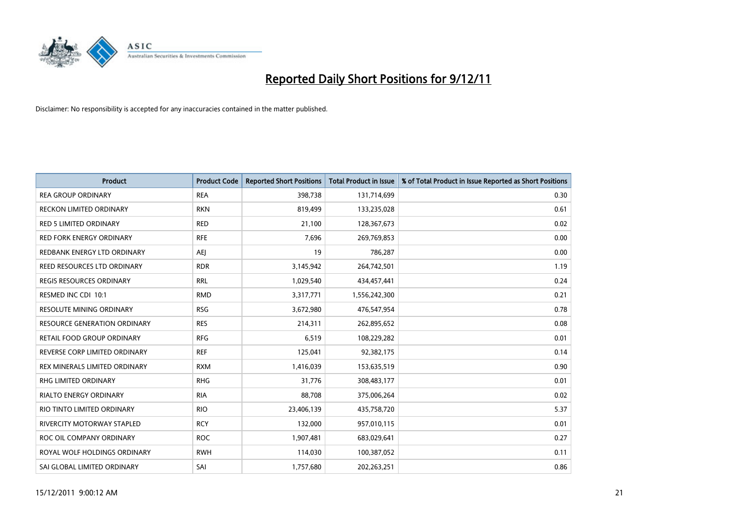# Reported Daily Short Positions for 9/12/11

Disclaimer: No responsibility is accepted for any inaccuracies contained in the matter published.

| Product | Product Code | Reported Short Positions | Total Product in Issue | % of Total Product in Issue Reported as Short Positions |
| --- | --- | --- | --- | --- |
| REA GROUP ORDINARY | REA | 398,738 | 131,714,699 | 0.30 |
| RECKON LIMITED ORDINARY | RKN | 819,499 | 133,235,028 | 0.61 |
| RED 5 LIMITED ORDINARY | RED | 21,100 | 128,367,673 | 0.02 |
| RED FORK ENERGY ORDINARY | RFE | 7,696 | 269,769,853 | 0.00 |
| REDBANK ENERGY LTD ORDINARY | AEJ | 19 | 786,287 | 0.00 |
| REED RESOURCES LTD ORDINARY | RDR | 3,145,942 | 264,742,501 | 1.19 |
| REGIS RESOURCES ORDINARY | RRL | 1,029,540 | 434,457,441 | 0.24 |
| RESMED INC CDI 10:1 | RMD | 3,317,771 | 1,556,242,300 | 0.21 |
| RESOLUTE MINING ORDINARY | RSG | 3,672,980 | 476,547,954 | 0.78 |
| RESOURCE GENERATION ORDINARY | RES | 214,311 | 262,895,652 | 0.08 |
| RETAIL FOOD GROUP ORDINARY | RFG | 6,519 | 108,229,282 | 0.01 |
| REVERSE CORP LIMITED ORDINARY | REF | 125,041 | 92,382,175 | 0.14 |
| REX MINERALS LIMITED ORDINARY | RXM | 1,416,039 | 153,635,519 | 0.90 |
| RHG LIMITED ORDINARY | RHG | 31,776 | 308,483,177 | 0.01 |
| RIALTO ENERGY ORDINARY | RIA | 88,708 | 375,006,264 | 0.02 |
| RIO TINTO LIMITED ORDINARY | RIO | 23,406,139 | 435,758,720 | 5.37 |
| RIVERCITY MOTORWAY STAPLED | RCY | 132,000 | 957,010,115 | 0.01 |
| ROC OIL COMPANY ORDINARY | ROC | 1,907,481 | 683,029,641 | 0.27 |
| ROYAL WOLF HOLDINGS ORDINARY | RWH | 114,030 | 100,387,052 | 0.11 |
| SAI GLOBAL LIMITED ORDINARY | SAI | 1,757,680 | 202,263,251 | 0.86 |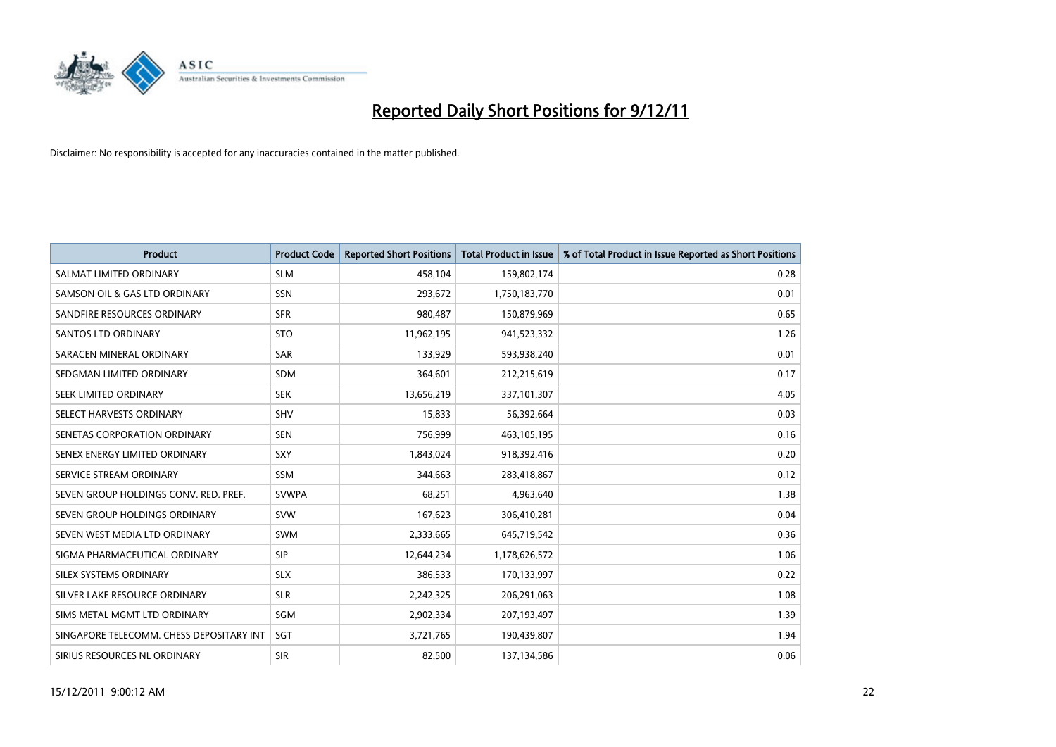# Reported Daily Short Positions for 9/12/11

Disclaimer: No responsibility is accepted for any inaccuracies contained in the matter published.

| Product | Product Code | Reported Short Positions | Total Product in Issue | % of Total Product in Issue Reported as Short Positions |
|---|---|---|---|---|
| SALMAT LIMITED ORDINARY | SLM | 458,104 | 159,802,174 | 0.28 |
| SAMSON OIL & GAS LTD ORDINARY | SSN | 293,672 | 1,750,183,770 | 0.01 |
| SANDFIRE RESOURCES ORDINARY | SFR | 980,487 | 150,879,969 | 0.65 |
| SANTOS LTD ORDINARY | STO | 11,962,195 | 941,523,332 | 1.26 |
| SARACEN MINERAL ORDINARY | SAR | 133,929 | 593,938,240 | 0.01 |
| SEDGMAN LIMITED ORDINARY | SDM | 364,601 | 212,215,619 | 0.17 |
| SEEK LIMITED ORDINARY | SEK | 13,656,219 | 337,101,307 | 4.05 |
| SELECT HARVESTS ORDINARY | SHV | 15,833 | 56,392,664 | 0.03 |
| SENETAS CORPORATION ORDINARY | SEN | 756,999 | 463,105,195 | 0.16 |
| SENEX ENERGY LIMITED ORDINARY | SXY | 1,843,024 | 918,392,416 | 0.20 |
| SERVICE STREAM ORDINARY | SSM | 344,663 | 283,418,867 | 0.12 |
| SEVEN GROUP HOLDINGS CONV. RED. PREF. | SVWPA | 68,251 | 4,963,640 | 1.38 |
| SEVEN GROUP HOLDINGS ORDINARY | SVW | 167,623 | 306,410,281 | 0.04 |
| SEVEN WEST MEDIA LTD ORDINARY | SWM | 2,333,665 | 645,719,542 | 0.36 |
| SIGMA PHARMACEUTICAL ORDINARY | SIP | 12,644,234 | 1,178,626,572 | 1.06 |
| SILEX SYSTEMS ORDINARY | SLX | 386,533 | 170,133,997 | 0.22 |
| SILVER LAKE RESOURCE ORDINARY | SLR | 2,242,325 | 206,291,063 | 1.08 |
| SIMS METAL MGMT LTD ORDINARY | SGM | 2,902,334 | 207,193,497 | 1.39 |
| SINGAPORE TELECOMM. CHESS DEPOSITARY INT | SGT | 3,721,765 | 190,439,807 | 1.94 |
| SIRIUS RESOURCES NL ORDINARY | SIR | 82,500 | 137,134,586 | 0.06 |

15/12/2011 9:00:12 AM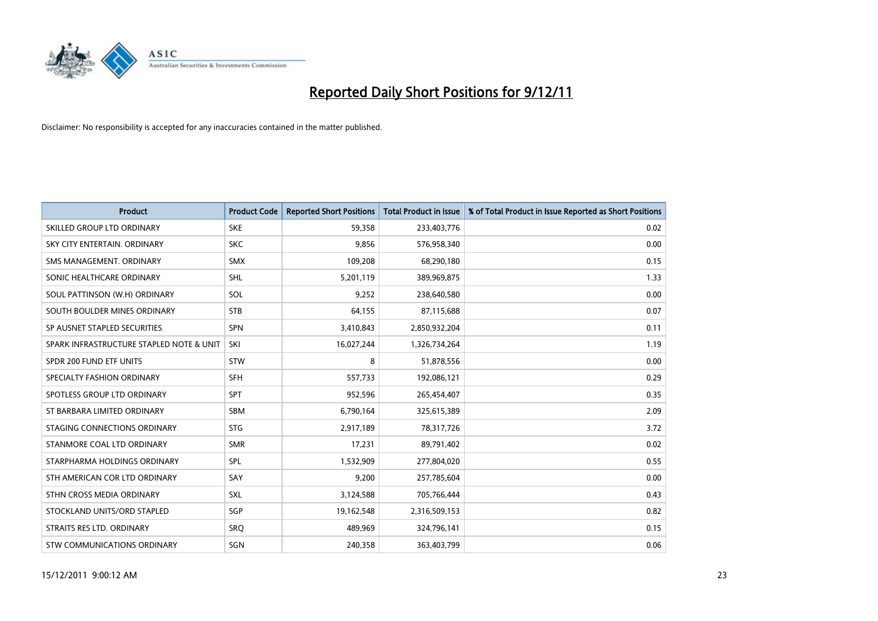# Reported Daily Short Positions for 9/12/11

Disclaimer: No responsibility is accepted for any inaccuracies contained in the matter published.

| Product | Product Code | Reported Short Positions | Total Product in Issue | % of Total Product in Issue Reported as Short Positions |
|---|---|---|---|---|
| SKILLED GROUP LTD ORDINARY | SKE | 59,358 | 233,403,776 | 0.02 |
| SKY CITY ENTERTAIN. ORDINARY | SKC | 9,856 | 576,958,340 | 0.00 |
| SMS MANAGEMENT. ORDINARY | SMX | 109,208 | 68,290,180 | 0.15 |
| SONIC HEALTHCARE ORDINARY | SHL | 5,201,119 | 389,969,875 | 1.33 |
| SOUL PATTINSON (W.H) ORDINARY | SOL | 9,252 | 238,640,580 | 0.00 |
| SOUTH BOULDER MINES ORDINARY | STB | 64,155 | 87,115,688 | 0.07 |
| SP AUSNET STAPLED SECURITIES | SPN | 3,410,843 | 2,850,932,204 | 0.11 |
| SPARK INFRASTRUCTURE STAPLED NOTE & UNIT | SKI | 16,027,244 | 1,326,734,264 | 1.19 |
| SPDR 200 FUND ETF UNITS | STW | 8 | 51,878,556 | 0.00 |
| SPECIALTY FASHION ORDINARY | SFH | 557,733 | 192,086,121 | 0.29 |
| SPOTLESS GROUP LTD ORDINARY | SPT | 952,596 | 265,454,407 | 0.35 |
| ST BARBARA LIMITED ORDINARY | SBM | 6,790,164 | 325,615,389 | 2.09 |
| STAGING CONNECTIONS ORDINARY | STG | 2,917,189 | 78,317,726 | 3.72 |
| STANMORE COAL LTD ORDINARY | SMR | 17,231 | 89,791,402 | 0.02 |
| STARPHARMA HOLDINGS ORDINARY | SPL | 1,532,909 | 277,804,020 | 0.55 |
| STH AMERICAN COR LTD ORDINARY | SAY | 9,200 | 257,785,604 | 0.00 |
| STHN CROSS MEDIA ORDINARY | SXL | 3,124,588 | 705,766,444 | 0.43 |
| STOCKLAND UNITS/ORD STAPLED | SGP | 19,162,548 | 2,316,509,153 | 0.82 |
| STRAITS RES LTD. ORDINARY | SRQ | 489,969 | 324,796,141 | 0.15 |
| STW COMMUNICATIONS ORDINARY | SGN | 240,358 | 363,403,799 | 0.06 |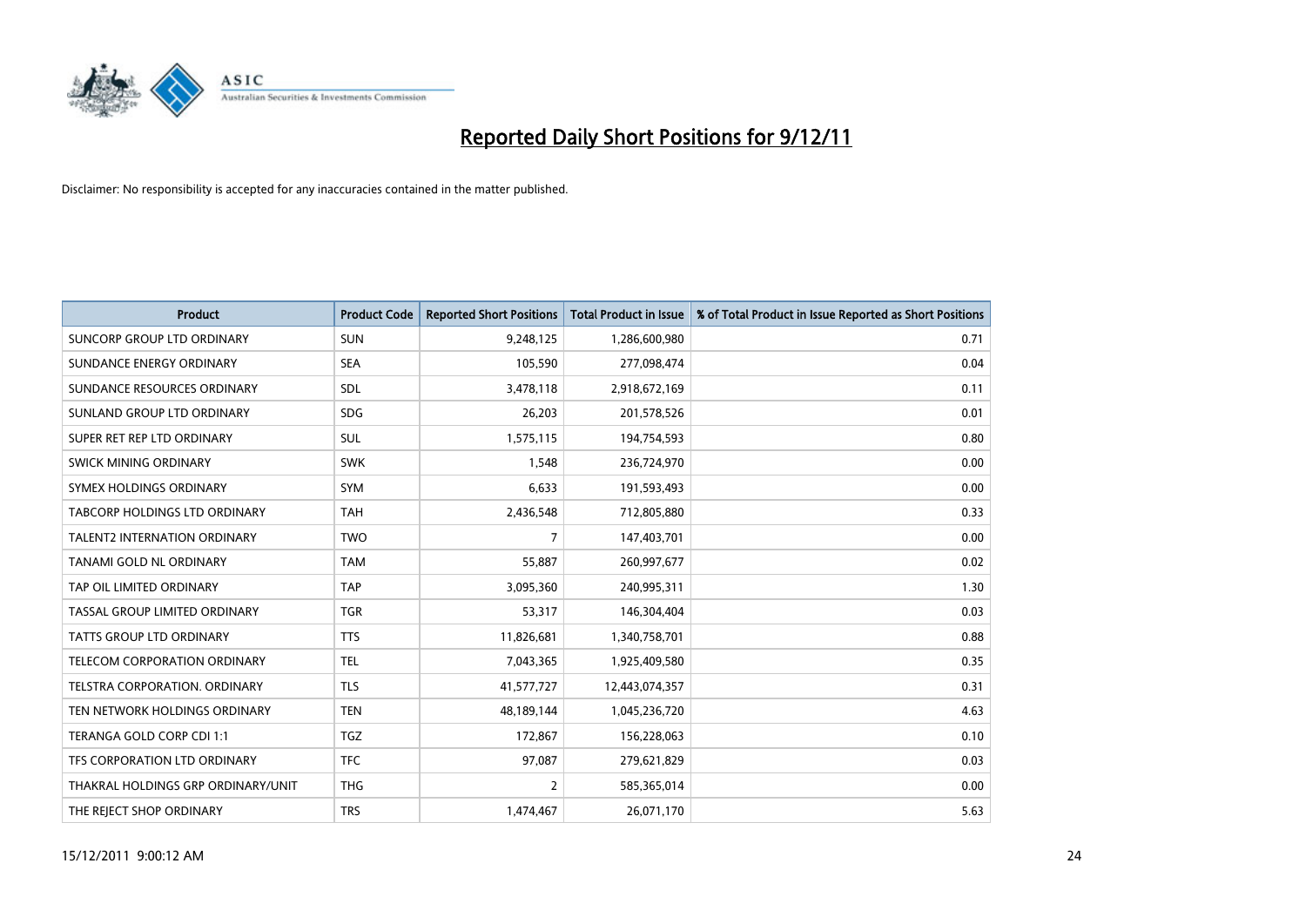# Reported Daily Short Positions for 9/12/11

Disclaimer: No responsibility is accepted for any inaccuracies contained in the matter published.

| Product | Product Code | Reported Short Positions | Total Product in Issue | % of Total Product in Issue Reported as Short Positions |
|---|---|---|---|---|
| SUNCORP GROUP LTD ORDINARY | SUN | 9,248,125 | 1,286,600,980 | 0.71 |
| SUNDANCE ENERGY ORDINARY | SEA | 105,590 | 277,098,474 | 0.04 |
| SUNDANCE RESOURCES ORDINARY | SDL | 3,478,118 | 2,918,672,169 | 0.11 |
| SUNLAND GROUP LTD ORDINARY | SDG | 26,203 | 201,578,526 | 0.01 |
| SUPER RET REP LTD ORDINARY | SUL | 1,575,115 | 194,754,593 | 0.80 |
| SWICK MINING ORDINARY | SWK | 1,548 | 236,724,970 | 0.00 |
| SYMEX HOLDINGS ORDINARY | SYM | 6,633 | 191,593,493 | 0.00 |
| TABCORP HOLDINGS LTD ORDINARY | TAH | 2,436,548 | 712,805,880 | 0.33 |
| TALENT2 INTERNATION ORDINARY | TWO | 7 | 147,403,701 | 0.00 |
| TANAMI GOLD NL ORDINARY | TAM | 55,887 | 260,997,677 | 0.02 |
| TAP OIL LIMITED ORDINARY | TAP | 3,095,360 | 240,995,311 | 1.30 |
| TASSAL GROUP LIMITED ORDINARY | TGR | 53,317 | 146,304,404 | 0.03 |
| TATTS GROUP LTD ORDINARY | TTS | 11,826,681 | 1,340,758,701 | 0.88 |
| TELECOM CORPORATION ORDINARY | TEL | 7,043,365 | 1,925,409,580 | 0.35 |
| TELSTRA CORPORATION. ORDINARY | TLS | 41,577,727 | 12,443,074,357 | 0.31 |
| TEN NETWORK HOLDINGS ORDINARY | TEN | 48,189,144 | 1,045,236,720 | 4.63 |
| TERANGA GOLD CORP CDI 1:1 | TGZ | 172,867 | 156,228,063 | 0.10 |
| TFS CORPORATION LTD ORDINARY | TFC | 97,087 | 279,621,829 | 0.03 |
| THAKRAL HOLDINGS GRP ORDINARY/UNIT | THG | 2 | 585,365,014 | 0.00 |
| THE REJECT SHOP ORDINARY | TRS | 1,474,467 | 26,071,170 | 5.63 |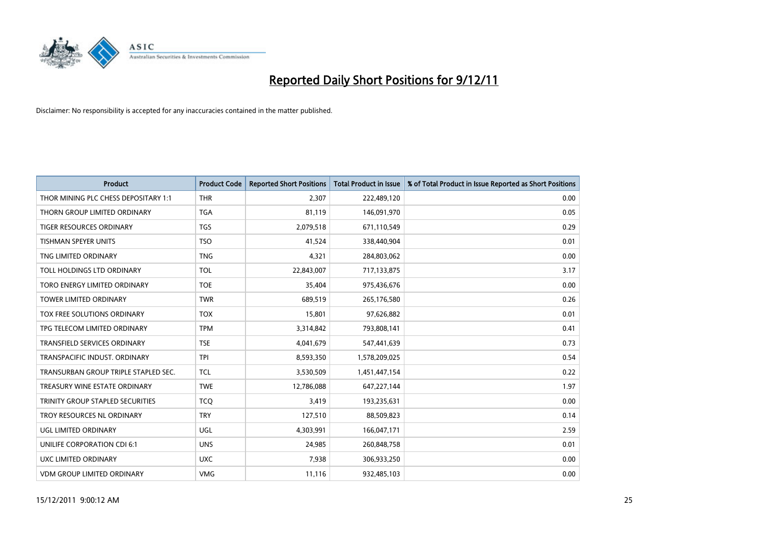# Reported Daily Short Positions for 9/12/11

Disclaimer: No responsibility is accepted for any inaccuracies contained in the matter published.

| Product | Product Code | Reported Short Positions | Total Product in Issue | % of Total Product in Issue Reported as Short Positions |
|---|---|---|---|---|
| THOR MINING PLC CHESS DEPOSITARY 1:1 | THR | 2,307 | 222,489,120 | 0.00 |
| THORN GROUP LIMITED ORDINARY | TGA | 81,119 | 146,091,970 | 0.05 |
| TIGER RESOURCES ORDINARY | TGS | 2,079,518 | 671,110,549 | 0.29 |
| TISHMAN SPEYER UNITS | TSO | 41,524 | 338,440,904 | 0.01 |
| TNG LIMITED ORDINARY | TNG | 4,321 | 284,803,062 | 0.00 |
| TOLL HOLDINGS LTD ORDINARY | TOL | 22,843,007 | 717,133,875 | 3.17 |
| TORO ENERGY LIMITED ORDINARY | TOE | 35,404 | 975,436,676 | 0.00 |
| TOWER LIMITED ORDINARY | TWR | 689,519 | 265,176,580 | 0.26 |
| TOX FREE SOLUTIONS ORDINARY | TOX | 15,801 | 97,626,882 | 0.01 |
| TPG TELECOM LIMITED ORDINARY | TPM | 3,314,842 | 793,808,141 | 0.41 |
| TRANSFIELD SERVICES ORDINARY | TSE | 4,041,679 | 547,441,639 | 0.73 |
| TRANSPACIFIC INDUST. ORDINARY | TPI | 8,593,350 | 1,578,209,025 | 0.54 |
| TRANSURBAN GROUP TRIPLE STAPLED SEC. | TCL | 3,530,509 | 1,451,447,154 | 0.22 |
| TREASURY WINE ESTATE ORDINARY | TWE | 12,786,088 | 647,227,144 | 1.97 |
| TRINITY GROUP STAPLED SECURITIES | TCQ | 3,419 | 193,235,631 | 0.00 |
| TROY RESOURCES NL ORDINARY | TRY | 127,510 | 88,509,823 | 0.14 |
| UGL LIMITED ORDINARY | UGL | 4,303,991 | 166,047,171 | 2.59 |
| UNILIFE CORPORATION CDI 6:1 | UNS | 24,985 | 260,848,758 | 0.01 |
| UXC LIMITED ORDINARY | UXC | 7,938 | 306,933,250 | 0.00 |
| VDM GROUP LIMITED ORDINARY | VMG | 11,116 | 932,485,103 | 0.00 |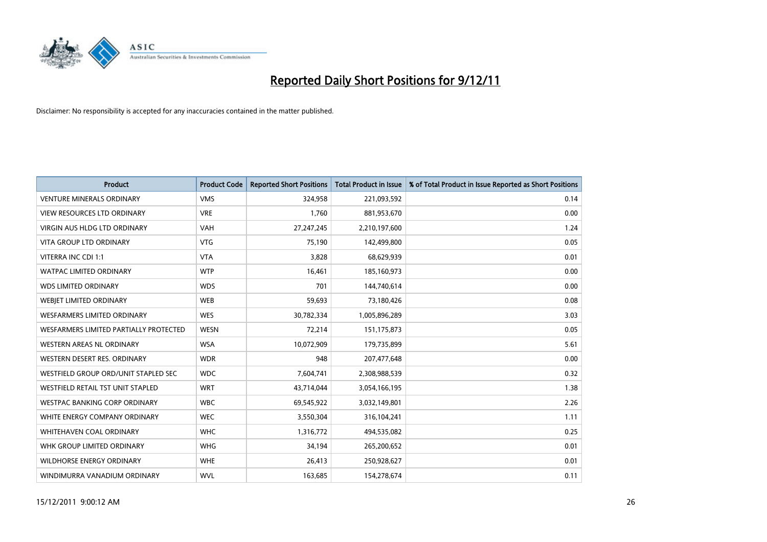# Reported Daily Short Positions for 9/12/11

Disclaimer: No responsibility is accepted for any inaccuracies contained in the matter published.

| Product | Product Code | Reported Short Positions | Total Product in Issue | % of Total Product in Issue Reported as Short Positions |
| --- | --- | --- | --- | --- |
| VENTURE MINERALS ORDINARY | VMS | 324,958 | 221,093,592 | 0.14 |
| VIEW RESOURCES LTD ORDINARY | VRE | 1,760 | 881,953,670 | 0.00 |
| VIRGIN AUS HLDG LTD ORDINARY | VAH | 27,247,245 | 2,210,197,600 | 1.24 |
| VITA GROUP LTD ORDINARY | VTG | 75,190 | 142,499,800 | 0.05 |
| VITERRA INC CDI 1:1 | VTA | 3,828 | 68,629,939 | 0.01 |
| WATPAC LIMITED ORDINARY | WTP | 16,461 | 185,160,973 | 0.00 |
| WDS LIMITED ORDINARY | WDS | 701 | 144,740,614 | 0.00 |
| WEBJET LIMITED ORDINARY | WEB | 59,693 | 73,180,426 | 0.08 |
| WESFARMERS LIMITED ORDINARY | WES | 30,782,334 | 1,005,896,289 | 3.03 |
| WESFARMERS LIMITED PARTIALLY PROTECTED | WESN | 72,214 | 151,175,873 | 0.05 |
| WESTERN AREAS NL ORDINARY | WSA | 10,072,909 | 179,735,899 | 5.61 |
| WESTERN DESERT RES. ORDINARY | WDR | 948 | 207,477,648 | 0.00 |
| WESTFIELD GROUP ORD/UNIT STAPLED SEC | WDC | 7,604,741 | 2,308,988,539 | 0.32 |
| WESTFIELD RETAIL TST UNIT STAPLED | WRT | 43,714,044 | 3,054,166,195 | 1.38 |
| WESTPAC BANKING CORP ORDINARY | WBC | 69,545,922 | 3,032,149,801 | 2.26 |
| WHITE ENERGY COMPANY ORDINARY | WEC | 3,550,304 | 316,104,241 | 1.11 |
| WHITEHAVEN COAL ORDINARY | WHC | 1,316,772 | 494,535,082 | 0.25 |
| WHK GROUP LIMITED ORDINARY | WHG | 34,194 | 265,200,652 | 0.01 |
| WILDHORSE ENERGY ORDINARY | WHE | 26,413 | 250,928,627 | 0.01 |
| WINDIMURRA VANADIUM ORDINARY | WVL | 163,685 | 154,278,674 | 0.11 |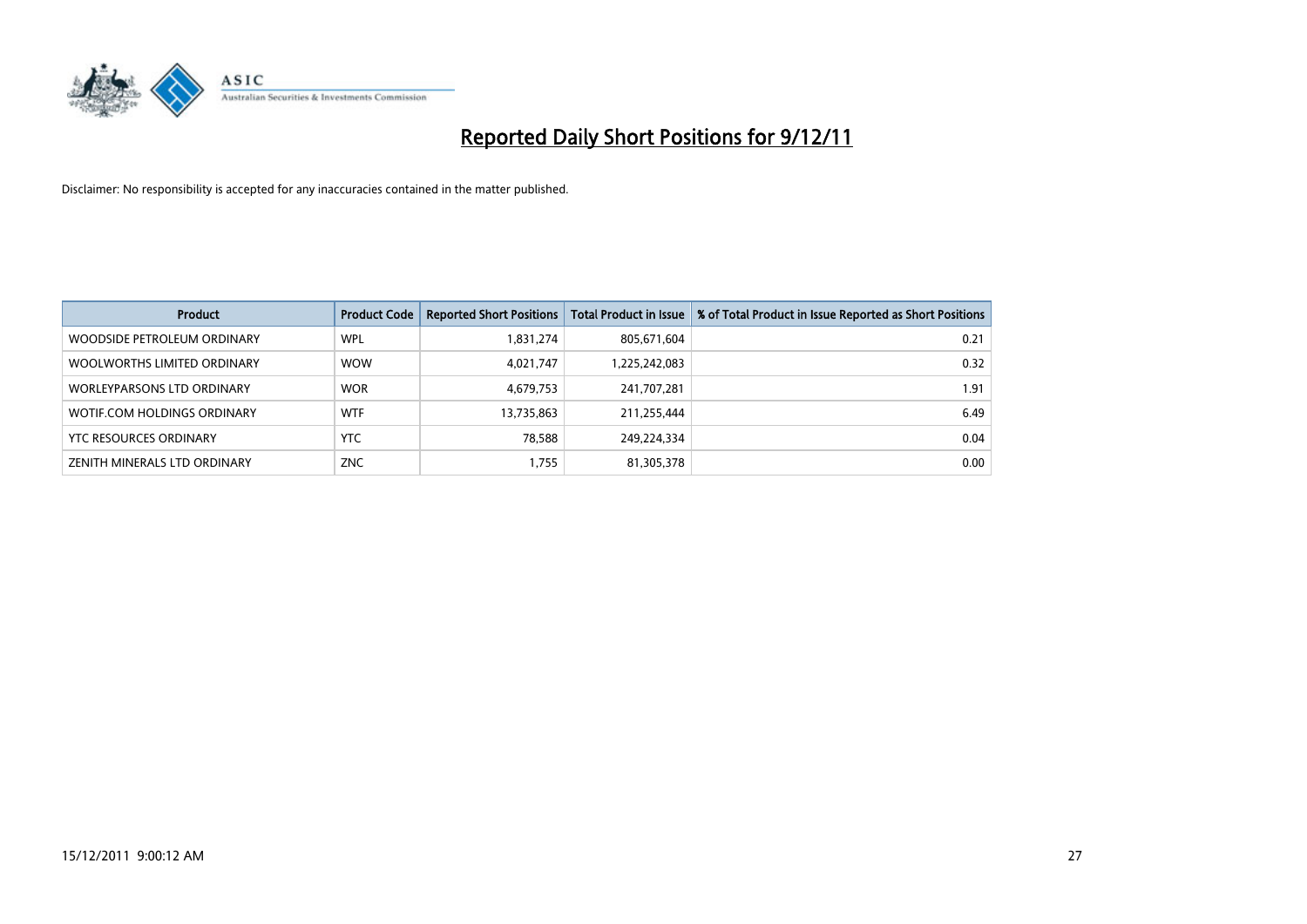# Reported Daily Short Positions for 9/12/11

Disclaimer: No responsibility is accepted for any inaccuracies contained in the matter published.

| Product | Product Code | Reported Short Positions | Total Product in Issue | % of Total Product in Issue Reported as Short Positions |
|---|---|---|---|---|
| WOODSIDE PETROLEUM ORDINARY | WPL | 1,831,274 | 805,671,604 | 0.21 |
| WOOLWORTHS LIMITED ORDINARY | WOW | 4,021,747 | 1,225,242,083 | 0.32 |
| WORLEYPARSONS LTD ORDINARY | WOR | 4,679,753 | 241,707,281 | 1.91 |
| WOTIF.COM HOLDINGS ORDINARY | WTF | 13,735,863 | 211,255,444 | 6.49 |
| YTC RESOURCES ORDINARY | YTC | 78,588 | 249,224,334 | 0.04 |
| ZENITH MINERALS LTD ORDINARY | ZNC | 1,755 | 81,305,378 | 0.00 |